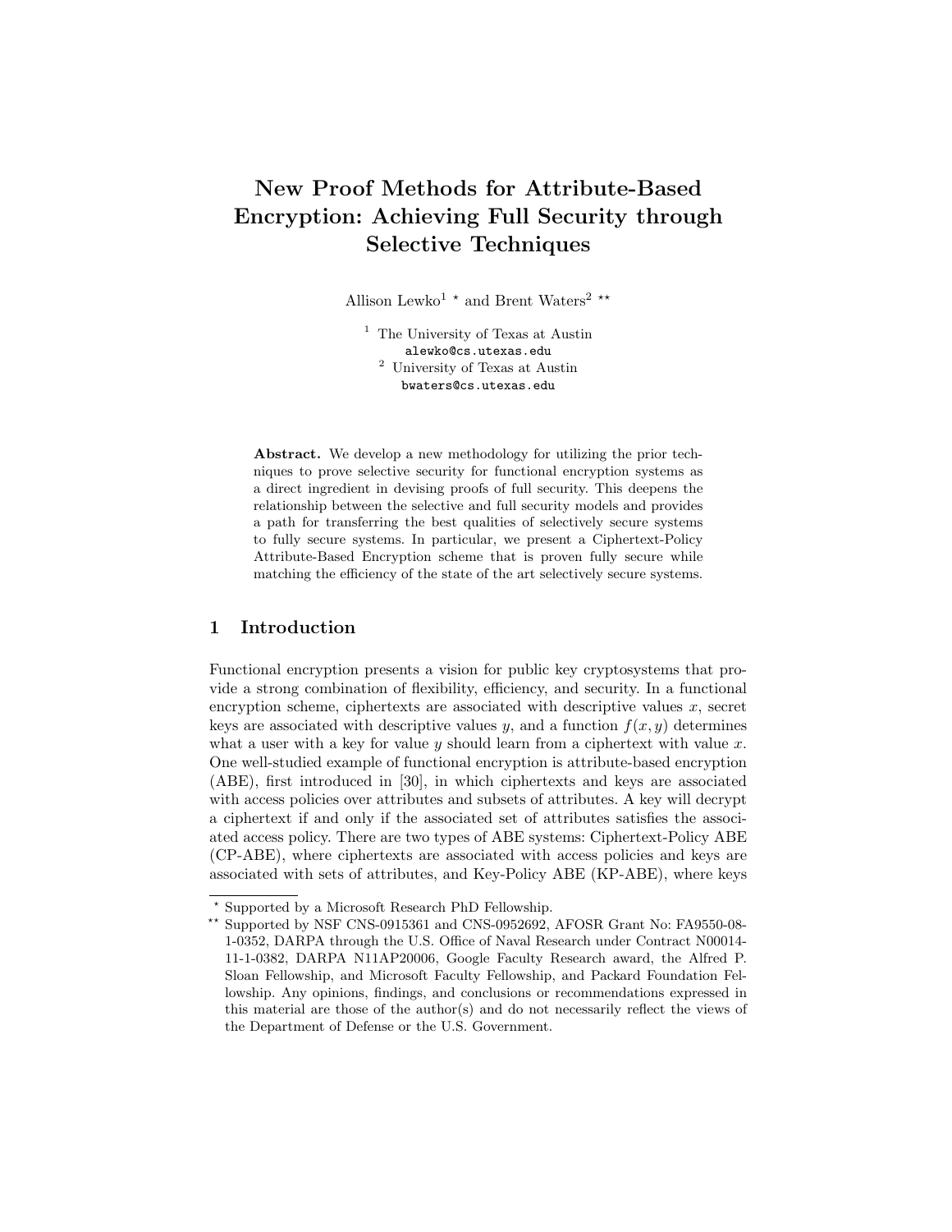# New Proof Methods for Attribute-Based Encryption: Achieving Full Security through Selective Techniques

Allison Lewko[1] * and Brent Waters[2] **

[1] The University of Texas at Austin
alewko@cs.utexas.edu
[2] University of Texas at Austin
bwaters@cs.utexas.edu

**Abstract.** We develop a new methodology for utilizing the prior techniques to prove selective security for functional encryption systems as a direct ingredient in devising proofs of full security. This deepens the relationship between the selective and full security models and provides a path for transferring the best qualities of selectively secure systems to fully secure systems. In particular, we present a Ciphertext-Policy Attribute-Based Encryption scheme that is proven fully secure while matching the efficiency of the state of the art selectively secure systems.

## 1 Introduction

Functional encryption presents a vision for public key cryptosystems that provide a strong combination of flexibility, efficiency, and security. In a functional encryption scheme, ciphertexts are associated with descriptive values $x$, secret keys are associated with descriptive values $y$, and a function $f(x, y)$ determines what a user with a key for value $y$ should learn from a ciphertext with value $x$. One well-studied example of functional encryption is attribute-based encryption (ABE), first introduced in [30], in which ciphertexts and keys are associated with access policies over attributes and subsets of attributes. A key will decrypt a ciphertext if and only if the associated set of attributes satisfies the associated access policy. There are two types of ABE systems: Ciphertext-Policy ABE (CP-ABE), where ciphertexts are associated with access policies and keys are associated with sets of attributes, and Key-Policy ABE (KP-ABE), where keys

---

* Supported by a Microsoft Research PhD Fellowship.

** Supported by NSF CNS-0915361 and CNS-0952692, AFOSR Grant No: FA9550-08-1-0352, DARPA through the U.S. Office of Naval Research under Contract N00014-11-1-0382, DARPA N11AP20006, Google Faculty Research award, the Alfred P. Sloan Fellowship, and Microsoft Faculty Fellowship, and Packard Foundation Fellowship. Any opinions, findings, and conclusions or recommendations expressed in this material are those of the author(s) and do not necessarily reflect the views of the Department of Defense or the U.S. Government.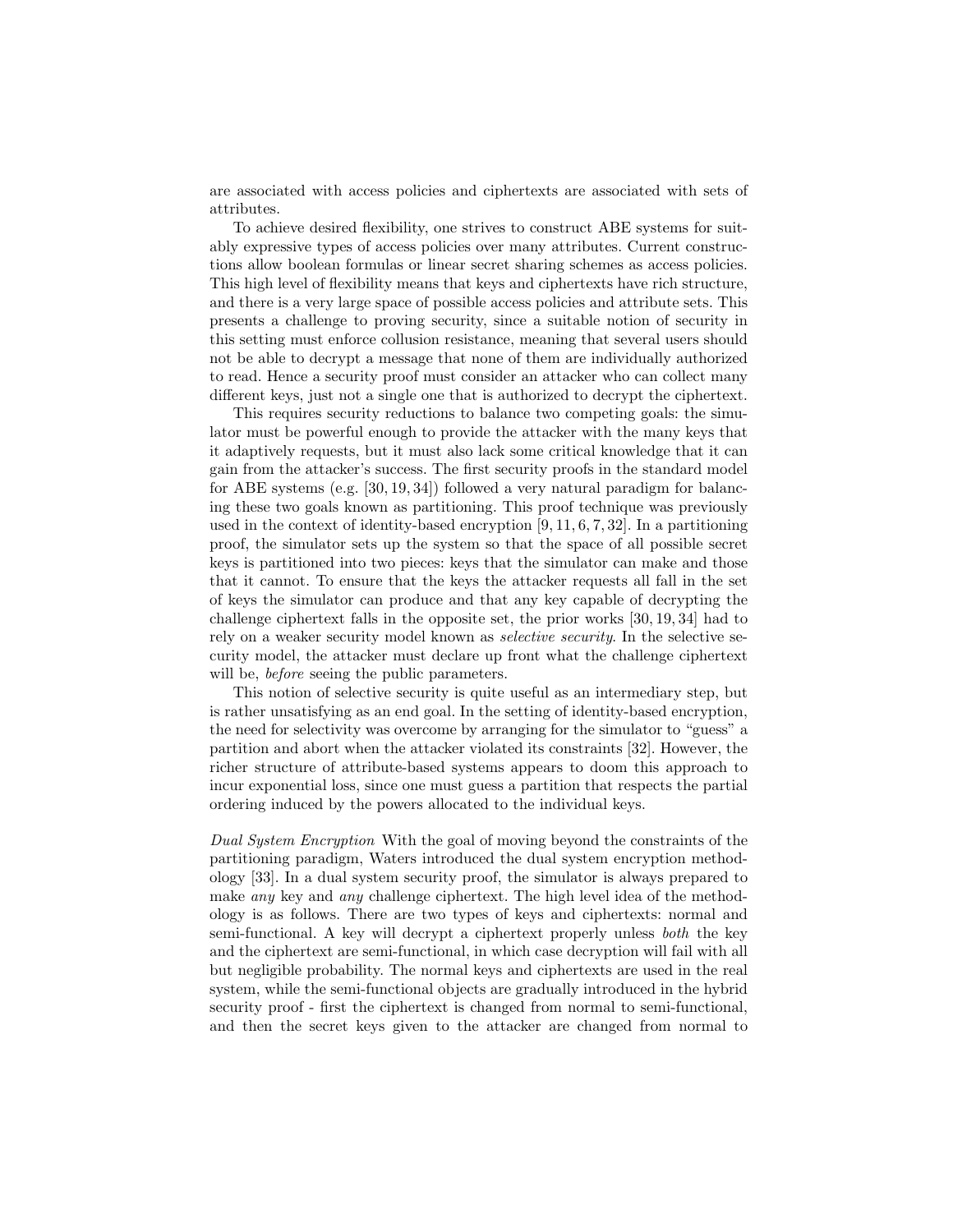are associated with access policies and ciphertexts are associated with sets of attributes.

To achieve desired flexibility, one strives to construct ABE systems for suitably expressive types of access policies over many attributes. Current constructions allow boolean formulas or linear secret sharing schemes as access policies. This high level of flexibility means that keys and ciphertexts have rich structure, and there is a very large space of possible access policies and attribute sets. This presents a challenge to proving security, since a suitable notion of security in this setting must enforce collusion resistance, meaning that several users should not be able to decrypt a message that none of them are individually authorized to read. Hence a security proof must consider an attacker who can collect many different keys, just not a single one that is authorized to decrypt the ciphertext.

This requires security reductions to balance two competing goals: the simulator must be powerful enough to provide the attacker with the many keys that it adaptively requests, but it must also lack some critical knowledge that it can gain from the attacker's success. The first security proofs in the standard model for ABE systems (e.g. [30, 19, 34]) followed a very natural paradigm for balancing these two goals known as partitioning. This proof technique was previously used in the context of identity-based encryption [9, 11, 6, 7, 32]. In a partitioning proof, the simulator sets up the system so that the space of all possible secret keys is partitioned into two pieces: keys that the simulator can make and those that it cannot. To ensure that the keys the attacker requests all fall in the set of keys the simulator can produce and that any key capable of decrypting the challenge ciphertext falls in the opposite set, the prior works [30, 19, 34] had to rely on a weaker security model known as *selective security*. In the selective security model, the attacker must declare up front what the challenge ciphertext will be, *before* seeing the public parameters.

This notion of selective security is quite useful as an intermediary step, but is rather unsatisfying as an end goal. In the setting of identity-based encryption, the need for selectivity was overcome by arranging for the simulator to "guess" a partition and abort when the attacker violated its constraints [32]. However, the richer structure of attribute-based systems appears to doom this approach to incur exponential loss, since one must guess a partition that respects the partial ordering induced by the powers allocated to the individual keys.

*Dual System Encryption* With the goal of moving beyond the constraints of the partitioning paradigm, Waters introduced the dual system encryption methodology [33]. In a dual system security proof, the simulator is always prepared to make *any* key and *any* challenge ciphertext. The high level idea of the methodology is as follows. There are two types of keys and ciphertexts: normal and semi-functional. A key will decrypt a ciphertext properly unless *both* the key and the ciphertext are semi-functional, in which case decryption will fail with all but negligible probability. The normal keys and ciphertexts are used in the real system, while the semi-functional objects are gradually introduced in the hybrid security proof - first the ciphertext is changed from normal to semi-functional, and then the secret keys given to the attacker are changed from normal to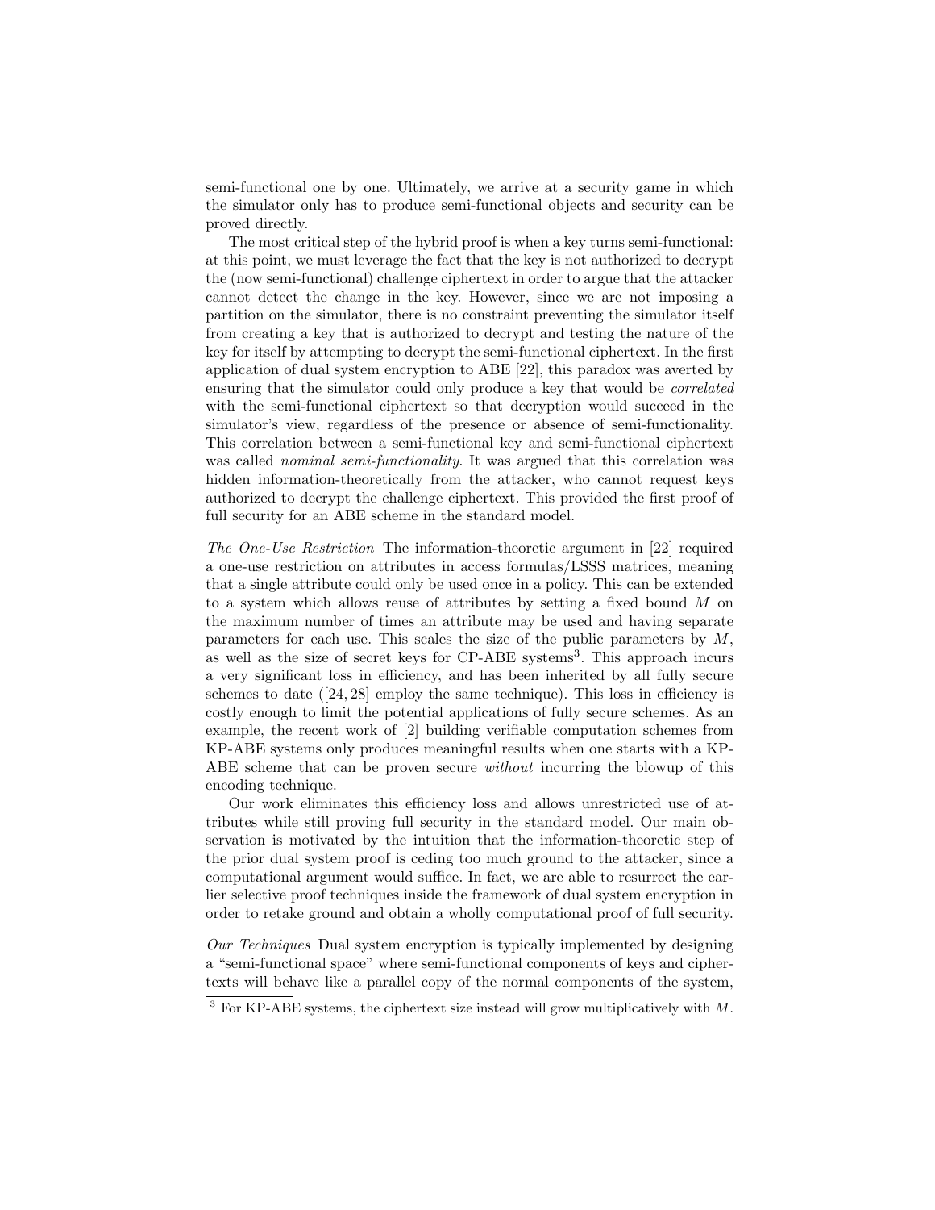semi-functional one by one. Ultimately, we arrive at a security game in which the simulator only has to produce semi-functional objects and security can be proved directly.

The most critical step of the hybrid proof is when a key turns semi-functional: at this point, we must leverage the fact that the key is not authorized to decrypt the (now semi-functional) challenge ciphertext in order to argue that the attacker cannot detect the change in the key. However, since we are not imposing a partition on the simulator, there is no constraint preventing the simulator itself from creating a key that is authorized to decrypt and testing the nature of the key for itself by attempting to decrypt the semi-functional ciphertext. In the first application of dual system encryption to ABE [22], this paradox was averted by ensuring that the simulator could only produce a key that would be *correlated* with the semi-functional ciphertext so that decryption would succeed in the simulator's view, regardless of the presence or absence of semi-functionality. This correlation between a semi-functional key and semi-functional ciphertext was called *nominal semi-functionality*. It was argued that this correlation was hidden information-theoretically from the attacker, who cannot request keys authorized to decrypt the challenge ciphertext. This provided the first proof of full security for an ABE scheme in the standard model.

*The One-Use Restriction* The information-theoretic argument in [22] required a one-use restriction on attributes in access formulas/LSSS matrices, meaning that a single attribute could only be used once in a policy. This can be extended to a system which allows reuse of attributes by setting a fixed bound $M$ on the maximum number of times an attribute may be used and having separate parameters for each use. This scales the size of the public parameters by $M$, as well as the size of secret keys for CP-ABE systems[3]. This approach incurs a very significant loss in efficiency, and has been inherited by all fully secure schemes to date ([24, 28] employ the same technique). This loss in efficiency is costly enough to limit the potential applications of fully secure schemes. As an example, the recent work of [2] building verifiable computation schemes from KP-ABE systems only produces meaningful results when one starts with a KP-ABE scheme that can be proven secure *without* incurring the blowup of this encoding technique.

Our work eliminates this efficiency loss and allows unrestricted use of attributes while still proving full security in the standard model. Our main observation is motivated by the intuition that the information-theoretic step of the prior dual system proof is ceding too much ground to the attacker, since a computational argument would suffice. In fact, we are able to resurrect the earlier selective proof techniques inside the framework of dual system encryption in order to retake ground and obtain a wholly computational proof of full security.

*Our Techniques* Dual system encryption is typically implemented by designing a "semi-functional space" where semi-functional components of keys and ciphertexts will behave like a parallel copy of the normal components of the system,

[3] For KP-ABE systems, the ciphertext size instead will grow multiplicatively with $M$.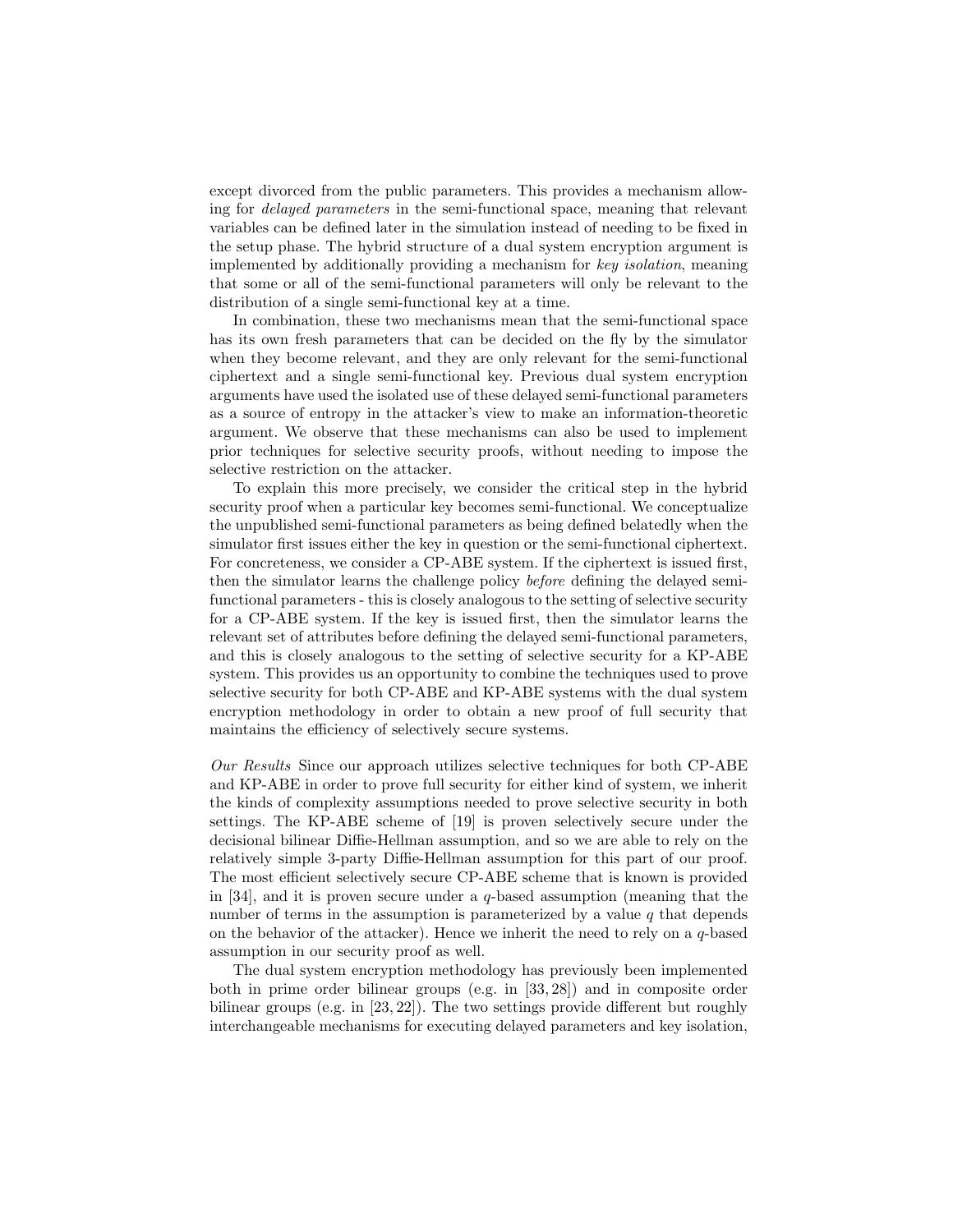except divorced from the public parameters. This provides a mechanism allowing for *delayed parameters* in the semi-functional space, meaning that relevant variables can be defined later in the simulation instead of needing to be fixed in the setup phase. The hybrid structure of a dual system encryption argument is implemented by additionally providing a mechanism for *key isolation*, meaning that some or all of the semi-functional parameters will only be relevant to the distribution of a single semi-functional key at a time.

In combination, these two mechanisms mean that the semi-functional space has its own fresh parameters that can be decided on the fly by the simulator when they become relevant, and they are only relevant for the semi-functional ciphertext and a single semi-functional key. Previous dual system encryption arguments have used the isolated use of these delayed semi-functional parameters as a source of entropy in the attacker's view to make an information-theoretic argument. We observe that these mechanisms can also be used to implement prior techniques for selective security proofs, without needing to impose the selective restriction on the attacker.

To explain this more precisely, we consider the critical step in the hybrid security proof when a particular key becomes semi-functional. We conceptualize the unpublished semi-functional parameters as being defined belatedly when the simulator first issues either the key in question or the semi-functional ciphertext. For concreteness, we consider a CP-ABE system. If the ciphertext is issued first, then the simulator learns the challenge policy *before* defining the delayed semi-functional parameters - this is closely analogous to the setting of selective security for a CP-ABE system. If the key is issued first, then the simulator learns the relevant set of attributes before defining the delayed semi-functional parameters, and this is closely analogous to the setting of selective security for a KP-ABE system. This provides us an opportunity to combine the techniques used to prove selective security for both CP-ABE and KP-ABE systems with the dual system encryption methodology in order to obtain a new proof of full security that maintains the efficiency of selectively secure systems.

*Our Results* Since our approach utilizes selective techniques for both CP-ABE and KP-ABE in order to prove full security for either kind of system, we inherit the kinds of complexity assumptions needed to prove selective security in both settings. The KP-ABE scheme of [19] is proven selectively secure under the decisional bilinear Diffie-Hellman assumption, and so we are able to rely on the relatively simple 3-party Diffie-Hellman assumption for this part of our proof. The most efficient selectively secure CP-ABE scheme that is known is provided in [34], and it is proven secure under a $q$-based assumption (meaning that the number of terms in the assumption is parameterized by a value $q$ that depends on the behavior of the attacker). Hence we inherit the need to rely on a $q$-based assumption in our security proof as well.

The dual system encryption methodology has previously been implemented both in prime order bilinear groups (e.g. in [33, 28]) and in composite order bilinear groups (e.g. in [23, 22]). The two settings provide different but roughly interchangeable mechanisms for executing delayed parameters and key isolation,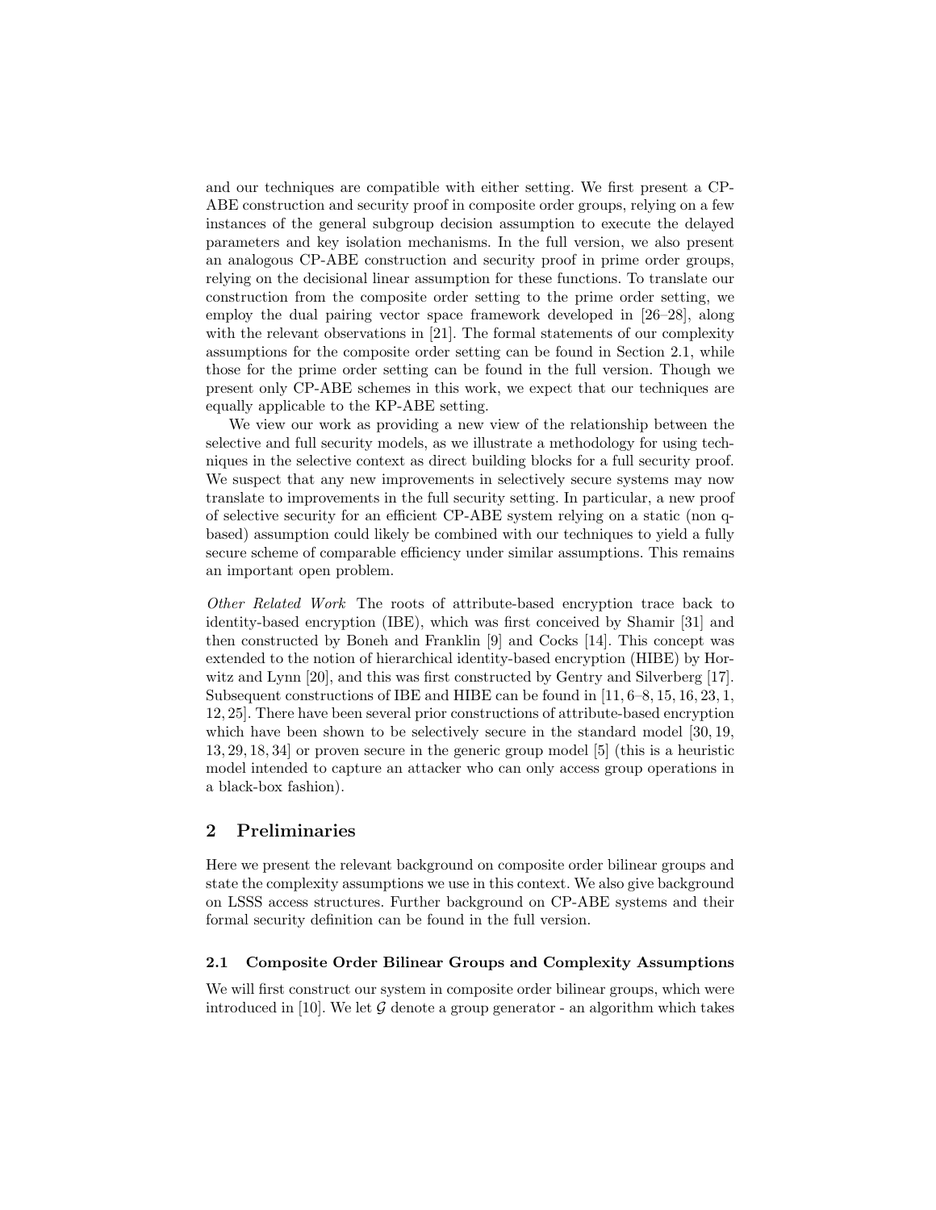and our techniques are compatible with either setting. We first present a CP-ABE construction and security proof in composite order groups, relying on a few instances of the general subgroup decision assumption to execute the delayed parameters and key isolation mechanisms. In the full version, we also present an analogous CP-ABE construction and security proof in prime order groups, relying on the decisional linear assumption for these functions. To translate our construction from the composite order setting to the prime order setting, we employ the dual pairing vector space framework developed in [26–28], along with the relevant observations in [21]. The formal statements of our complexity assumptions for the composite order setting can be found in Section 2.1, while those for the prime order setting can be found in the full version. Though we present only CP-ABE schemes in this work, we expect that our techniques are equally applicable to the KP-ABE setting.

We view our work as providing a new view of the relationship between the selective and full security models, as we illustrate a methodology for using techniques in the selective context as direct building blocks for a full security proof. We suspect that any new improvements in selectively secure systems may now translate to improvements in the full security setting. In particular, a new proof of selective security for an efficient CP-ABE system relying on a static (non q-based) assumption could likely be combined with our techniques to yield a fully secure scheme of comparable efficiency under similar assumptions. This remains an important open problem.

*Other Related Work* The roots of attribute-based encryption trace back to identity-based encryption (IBE), which was first conceived by Shamir [31] and then constructed by Boneh and Franklin [9] and Cocks [14]. This concept was extended to the notion of hierarchical identity-based encryption (HIBE) by Horwitz and Lynn [20], and this was first constructed by Gentry and Silverberg [17]. Subsequent constructions of IBE and HIBE can be found in [11, 6–8, 15, 16, 23, 1, 12, 25]. There have been several prior constructions of attribute-based encryption which have been shown to be selectively secure in the standard model [30, 19, 13, 29, 18, 34] or proven secure in the generic group model [5] (this is a heuristic model intended to capture an attacker who can only access group operations in a black-box fashion).

## 2 Preliminaries

Here we present the relevant background on composite order bilinear groups and state the complexity assumptions we use in this context. We also give background on LSSS access structures. Further background on CP-ABE systems and their formal security definition can be found in the full version.

### 2.1 Composite Order Bilinear Groups and Complexity Assumptions

We will first construct our system in composite order bilinear groups, which were introduced in [10]. We let $\mathcal{G}$ denote a group generator - an algorithm which takes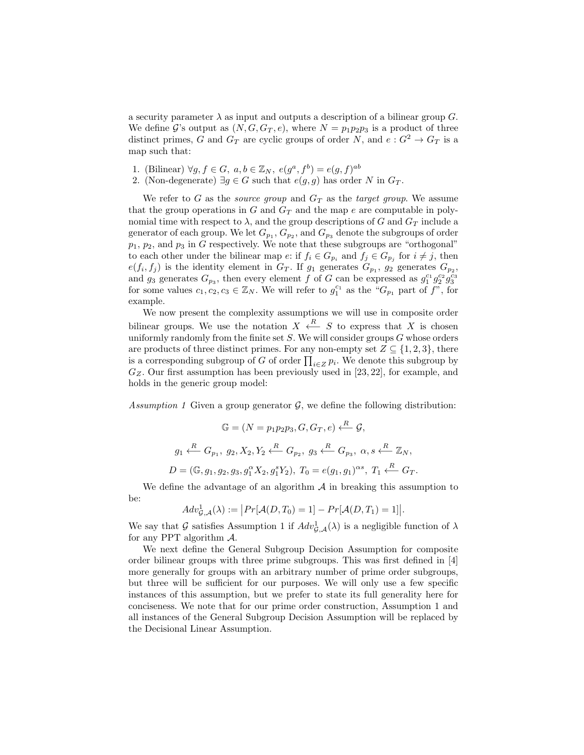a security parameter $\lambda$ as input and outputs a description of a bilinear group $G$. We define $\mathcal{G}$'s output as $(N, G, G_T, e)$, where $N = p_1p_2p_3$ is a product of three distinct primes, $G$ and $G_T$ are cyclic groups of order $N$, and $e : G^2 \to G_T$ is a map such that:

1. (Bilinear) $\forall g, f \in G,\ a, b \in \mathbb{Z}_N,\ e(g^a, f^b) = e(g, f)^{ab}$
2. (Non-degenerate) $\exists g \in G$ such that $e(g, g)$ has order $N$ in $G_T$.

We refer to $G$ as the *source group* and $G_T$ as the *target group*. We assume that the group operations in $G$ and $G_T$ and the map $e$ are computable in polynomial time with respect to $\lambda$, and the group descriptions of $G$ and $G_T$ include a generator of each group. We let $G_{p_1}$, $G_{p_2}$, and $G_{p_3}$ denote the subgroups of order $p_1$, $p_2$, and $p_3$ in $G$ respectively. We note that these subgroups are "orthogonal" to each other under the bilinear map $e$: if $f_i \in G_{p_i}$ and $f_j \in G_{p_j}$ for $i \neq j$, then $e(f_i, f_j)$ is the identity element in $G_T$. If $g_1$ generates $G_{p_1}$, $g_2$ generates $G_{p_2}$, and $g_3$ generates $G_{p_3}$, then every element $f$ of $G$ can be expressed as $g_1^{c_1} g_2^{c_2} g_3^{c_3}$ for some values $c_1, c_2, c_3 \in \mathbb{Z}_N$. We will refer to $g_1^{c_1}$ as the "$G_{p_1}$ part of $f$", for example.

We now present the complexity assumptions we will use in composite order bilinear groups. We use the notation $X \xleftarrow{R} S$ to express that $X$ is chosen uniformly randomly from the finite set $S$. We will consider groups $G$ whose orders are products of three distinct primes. For any non-empty set $Z \subseteq \{1, 2, 3\}$, there is a corresponding subgroup of $G$ of order $\prod_{i \in Z} p_i$. We denote this subgroup by $G_Z$. Our first assumption has been previously used in [23, 22], for example, and holds in the generic group model:

*Assumption 1* Given a group generator $\mathcal{G}$, we define the following distribution:

$$\mathbb{G} = (N = p_1p_2p_3, G, G_T, e) \xleftarrow{R} \mathcal{G},$$

$$g_1 \xleftarrow{R} G_{p_1},\ g_2, X_2, Y_2 \xleftarrow{R} G_{p_2},\ g_3 \xleftarrow{R} G_{p_3},\ \alpha, s \xleftarrow{R} \mathbb{Z}_N,$$

$$D = (\mathbb{G}, g_1, g_2, g_3, g_1^{\alpha} X_2, g_1^{s} Y_2),\ T_0 = e(g_1, g_1)^{\alpha s},\ T_1 \xleftarrow{R} G_T.$$

We define the advantage of an algorithm $\mathcal{A}$ in breaking this assumption to be:

$$Adv^1_{\mathcal{G},\mathcal{A}}(\lambda) := \big|Pr[\mathcal{A}(D, T_0) = 1] - Pr[\mathcal{A}(D, T_1) = 1]\big|.$$

We say that $\mathcal{G}$ satisfies Assumption 1 if $Adv^1_{\mathcal{G},\mathcal{A}}(\lambda)$ is a negligible function of $\lambda$ for any PPT algorithm $\mathcal{A}$.

We next define the General Subgroup Decision Assumption for composite order bilinear groups with three prime subgroups. This was first defined in [4] more generally for groups with an arbitrary number of prime order subgroups, but three will be sufficient for our purposes. We will only use a few specific instances of this assumption, but we prefer to state its full generality here for conciseness. We note that for our prime order construction, Assumption 1 and all instances of the General Subgroup Decision Assumption will be replaced by the Decisional Linear Assumption.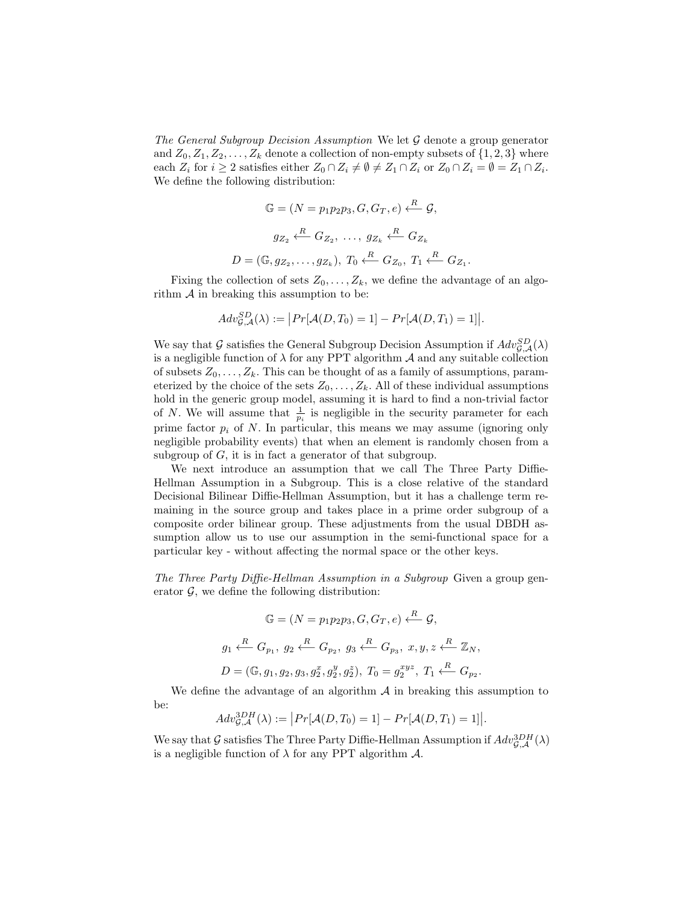*The General Subgroup Decision Assumption* We let $\mathcal{G}$ denote a group generator and $Z_0, Z_1, Z_2, \ldots, Z_k$ denote a collection of non-empty subsets of $\{1,2,3\}$ where each $Z_i$ for $i \geq 2$ satisfies either $Z_0 \cap Z_i \neq \emptyset \neq Z_1 \cap Z_i$ or $Z_0 \cap Z_i = \emptyset = Z_1 \cap Z_i$. We define the following distribution:

$$\mathbb{G} = (N = p_1 p_2 p_3, G, G_T, e) \xleftarrow{R} \mathcal{G},$$

$$g_{Z_2} \xleftarrow{R} G_{Z_2}, \ \ldots, \ g_{Z_k} \xleftarrow{R} G_{Z_k}$$

$$D = (\mathbb{G}, g_{Z_2}, \ldots, g_{Z_k}), \ T_0 \xleftarrow{R} G_{Z_0}, \ T_1 \xleftarrow{R} G_{Z_1}.$$

Fixing the collection of sets $Z_0, \ldots, Z_k$, we define the advantage of an algorithm $\mathcal{A}$ in breaking this assumption to be:

$$Adv^{SD}_{\mathcal{G},\mathcal{A}}(\lambda) := \big| Pr[\mathcal{A}(D, T_0) = 1] - Pr[\mathcal{A}(D, T_1) = 1] \big|.$$

We say that $\mathcal{G}$ satisfies the General Subgroup Decision Assumption if $Adv^{SD}_{\mathcal{G},\mathcal{A}}(\lambda)$ is a negligible function of $\lambda$ for any PPT algorithm $\mathcal{A}$ and any suitable collection of subsets $Z_0, \ldots, Z_k$. This can be thought of as a family of assumptions, parameterized by the choice of the sets $Z_0, \ldots, Z_k$. All of these individual assumptions hold in the generic group model, assuming it is hard to find a non-trivial factor of $N$. We will assume that $\frac{1}{p_i}$ is negligible in the security parameter for each prime factor $p_i$ of $N$. In particular, this means we may assume (ignoring only negligible probability events) that when an element is randomly chosen from a subgroup of $G$, it is in fact a generator of that subgroup.

We next introduce an assumption that we call The Three Party Diffie-Hellman Assumption in a Subgroup. This is a close relative of the standard Decisional Bilinear Diffie-Hellman Assumption, but it has a challenge term remaining in the source group and takes place in a prime order subgroup of a composite order bilinear group. These adjustments from the usual DBDH assumption allow us to use our assumption in the semi-functional space for a particular key - without affecting the normal space or the other keys.

*The Three Party Diffie-Hellman Assumption in a Subgroup* Given a group generator $\mathcal{G}$, we define the following distribution:

$$\mathbb{G} = (N = p_1 p_2 p_3, G, G_T, e) \xleftarrow{R} \mathcal{G},$$

$$g_1 \xleftarrow{R} G_{p_1}, \ g_2 \xleftarrow{R} G_{p_2}, \ g_3 \xleftarrow{R} G_{p_3}, \ x, y, z \xleftarrow{R} \mathbb{Z}_N,$$

$$D = (\mathbb{G}, g_1, g_2, g_3, g_2^x, g_2^y, g_2^z), \ T_0 = g_2^{xyz}, \ T_1 \xleftarrow{R} G_{p_2}.$$

We define the advantage of an algorithm $\mathcal{A}$ in breaking this assumption to be:

$$Adv^{3DH}_{\mathcal{G},\mathcal{A}}(\lambda) := \big| Pr[\mathcal{A}(D, T_0) = 1] - Pr[\mathcal{A}(D, T_1) = 1] \big|.$$

We say that $\mathcal{G}$ satisfies The Three Party Diffie-Hellman Assumption if $Adv^{3DH}_{\mathcal{G},\mathcal{A}}(\lambda)$ is a negligible function of $\lambda$ for any PPT algorithm $\mathcal{A}$.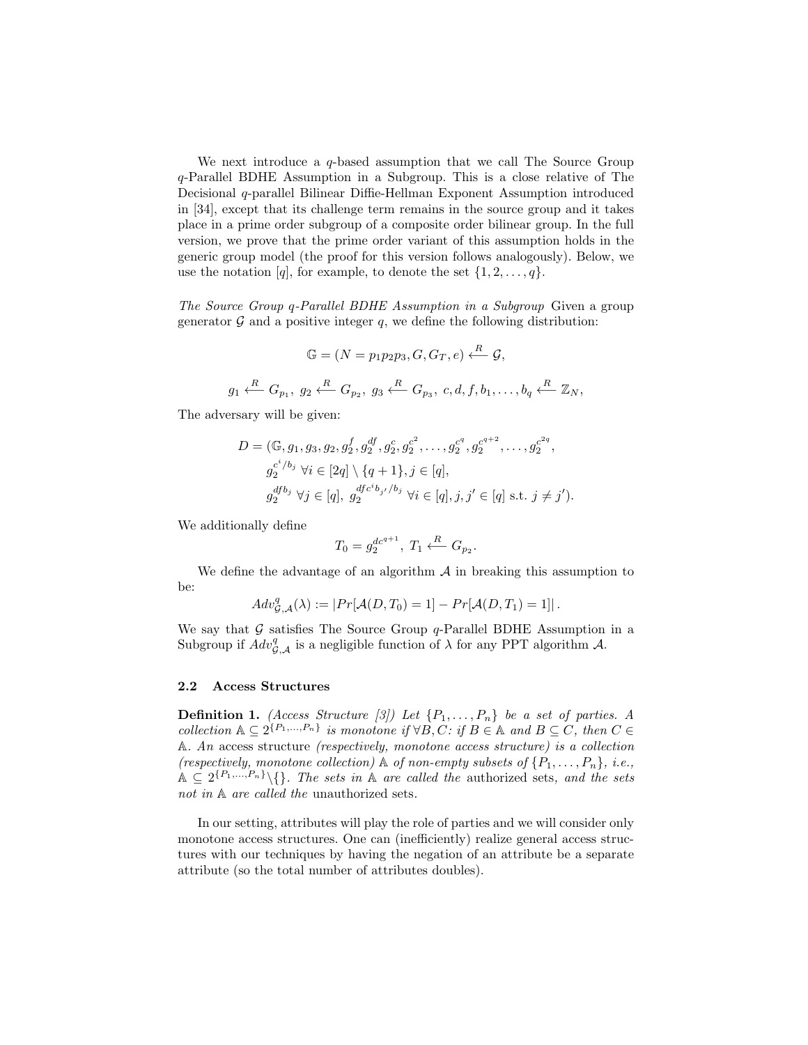We next introduce a $q$-based assumption that we call The Source Group $q$-Parallel BDHE Assumption in a Subgroup. This is a close relative of The Decisional $q$-parallel Bilinear Diffie-Hellman Exponent Assumption introduced in [34], except that its challenge term remains in the source group and it takes place in a prime order subgroup of a composite order bilinear group. In the full version, we prove that the prime order variant of this assumption holds in the generic group model (the proof for this version follows analogously). Below, we use the notation $[q]$, for example, to denote the set $\{1, 2, \ldots, q\}$.

*The Source Group $q$-Parallel BDHE Assumption in a Subgroup* Given a group generator $\mathcal{G}$ and a positive integer $q$, we define the following distribution:

$$\mathbb{G} = (N = p_1 p_2 p_3, G, G_T, e) \xleftarrow{R} \mathcal{G},$$

$$g_1 \xleftarrow{R} G_{p_1},\ g_2 \xleftarrow{R} G_{p_2},\ g_3 \xleftarrow{R} G_{p_3},\ c, d, f, b_1, \ldots, b_q \xleftarrow{R} \mathbb{Z}_N,$$

The adversary will be given:

$$D = (\mathbb{G}, g_1, g_3, g_2, g_2^f, g_2^{df}, g_2^c, g_2^{c^2}, \ldots, g_2^{c^q}, g_2^{c^{q+2}}, \ldots, g_2^{c^{2q}},$$
$$g_2^{c^i/b_j}\ \forall i \in [2q] \setminus \{q+1\}, j \in [q],$$
$$g_2^{dfb_j}\ \forall j \in [q],\ g_2^{dfc^i b_{j'}/b_j}\ \forall i \in [q], j, j' \in [q] \text{ s.t. } j \neq j').$$

We additionally define

$$T_0 = g_2^{dc^{q+1}},\ T_1 \xleftarrow{R} G_{p_2}.$$

We define the advantage of an algorithm $\mathcal{A}$ in breaking this assumption to be:

$$Adv^q_{\mathcal{G},\mathcal{A}}(\lambda) := |Pr[\mathcal{A}(D, T_0) = 1] - Pr[\mathcal{A}(D, T_1) = 1]|.$$

We say that $\mathcal{G}$ satisfies The Source Group $q$-Parallel BDHE Assumption in a Subgroup if $Adv^q_{\mathcal{G},\mathcal{A}}$ is a negligible function of $\lambda$ for any PPT algorithm $\mathcal{A}$.

### 2.2 Access Structures

**Definition 1.** *(Access Structure [3]) Let $\{P_1, \ldots, P_n\}$ be a set of parties. A collection $\mathbb{A} \subseteq 2^{\{P_1,\ldots,P_n\}}$ is monotone if $\forall B, C$: if $B \in \mathbb{A}$ and $B \subseteq C$, then $C \in \mathbb{A}$. An* access structure *(respectively, monotone access structure) is a collection (respectively, monotone collection) $\mathbb{A}$ of non-empty subsets of $\{P_1, \ldots, P_n\}$, i.e., $\mathbb{A} \subseteq 2^{\{P_1,\ldots,P_n\}} \setminus \{\}$. The sets in $\mathbb{A}$ are called the* authorized sets*, and the sets not in $\mathbb{A}$ are called the* unauthorized sets.

In our setting, attributes will play the role of parties and we will consider only monotone access structures. One can (inefficiently) realize general access structures with our techniques by having the negation of an attribute be a separate attribute (so the total number of attributes doubles).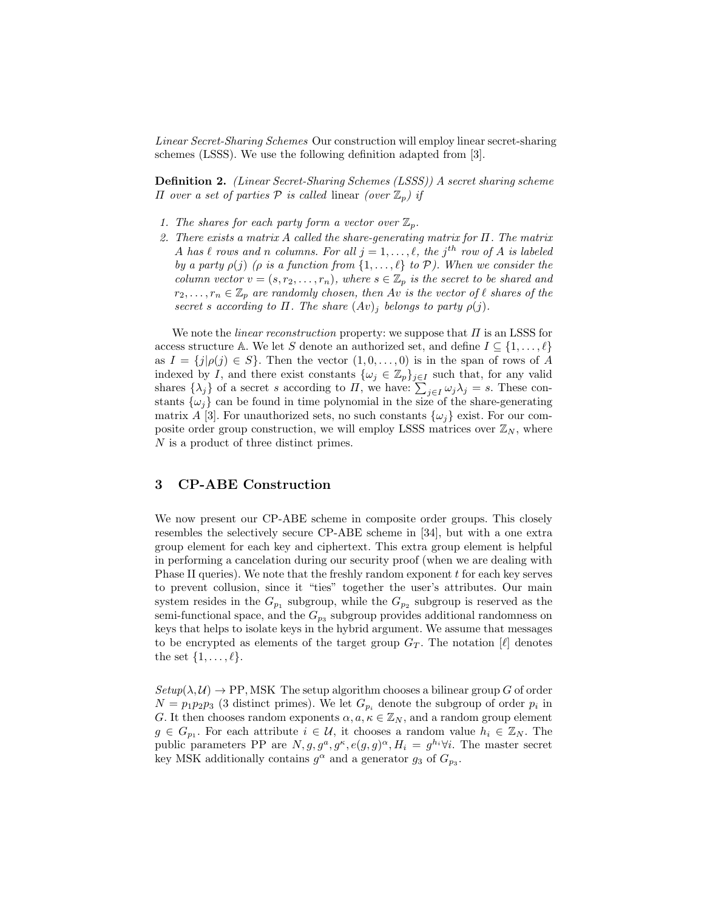*Linear Secret-Sharing Schemes* Our construction will employ linear secret-sharing schemes (LSSS). We use the following definition adapted from [3].

**Definition 2.** *(Linear Secret-Sharing Schemes (LSSS)) A secret sharing scheme $\Pi$ over a set of parties $\mathcal{P}$ is called* linear *(over $\mathbb{Z}_p$) if*

1. *The shares for each party form a vector over $\mathbb{Z}_p$.*
2. *There exists a matrix $A$ called the share-generating matrix for $\Pi$. The matrix $A$ has $\ell$ rows and $n$ columns. For all $j = 1, \ldots, \ell$, the $j^{th}$ row of $A$ is labeled by a party $\rho(j)$ ($\rho$ is a function from $\{1, \ldots, \ell\}$ to $\mathcal{P}$). When we consider the column vector $v = (s, r_2, \ldots, r_n)$, where $s \in \mathbb{Z}_p$ is the secret to be shared and $r_2, \ldots, r_n \in \mathbb{Z}_p$ are randomly chosen, then $Av$ is the vector of $\ell$ shares of the secret $s$ according to $\Pi$. The share $(Av)_j$ belongs to party $\rho(j)$.*

We note the *linear reconstruction* property: we suppose that $\Pi$ is an LSSS for access structure $\mathbb{A}$. We let $S$ denote an authorized set, and define $I \subseteq \{1, \ldots, \ell\}$ as $I = \{j | \rho(j) \in S\}$. Then the vector $(1, 0, \ldots, 0)$ is in the span of rows of $A$ indexed by $I$, and there exist constants $\{\omega_j \in \mathbb{Z}_p\}_{j \in I}$ such that, for any valid shares $\{\lambda_j\}$ of a secret $s$ according to $\Pi$, we have: $\sum_{j \in I} \omega_j \lambda_j = s$. These constants $\{\omega_j\}$ can be found in time polynomial in the size of the share-generating matrix $A$ [3]. For unauthorized sets, no such constants $\{\omega_j\}$ exist. For our composite order group construction, we will employ LSSS matrices over $\mathbb{Z}_N$, where $N$ is a product of three distinct primes.

## 3 CP-ABE Construction

We now present our CP-ABE scheme in composite order groups. This closely resembles the selectively secure CP-ABE scheme in [34], but with a one extra group element for each key and ciphertext. This extra group element is helpful in performing a cancelation during our security proof (when we are dealing with Phase II queries). We note that the freshly random exponent $t$ for each key serves to prevent collusion, since it "ties" together the user's attributes. Our main system resides in the $G_{p_1}$ subgroup, while the $G_{p_2}$ subgroup is reserved as the semi-functional space, and the $G_{p_3}$ subgroup provides additional randomness on keys that helps to isolate keys in the hybrid argument. We assume that messages to be encrypted as elements of the target group $G_T$. The notation $[\ell]$ denotes the set $\{1, \ldots, \ell\}$.

*Setup*$(\lambda, \mathcal{U}) \rightarrow$ PP, MSK The setup algorithm chooses a bilinear group $G$ of order $N = p_1 p_2 p_3$ (3 distinct primes). We let $G_{p_i}$ denote the subgroup of order $p_i$ in $G$. It then chooses random exponents $\alpha, a, \kappa \in \mathbb{Z}_N$, and a random group element $g \in G_{p_1}$. For each attribute $i \in \mathcal{U}$, it chooses a random value $h_i \in \mathbb{Z}_N$. The public parameters PP are $N, g, g^a, g^\kappa, e(g, g)^\alpha, H_i = g^{h_i} \forall i$. The master secret key MSK additionally contains $g^\alpha$ and a generator $g_3$ of $G_{p_3}$.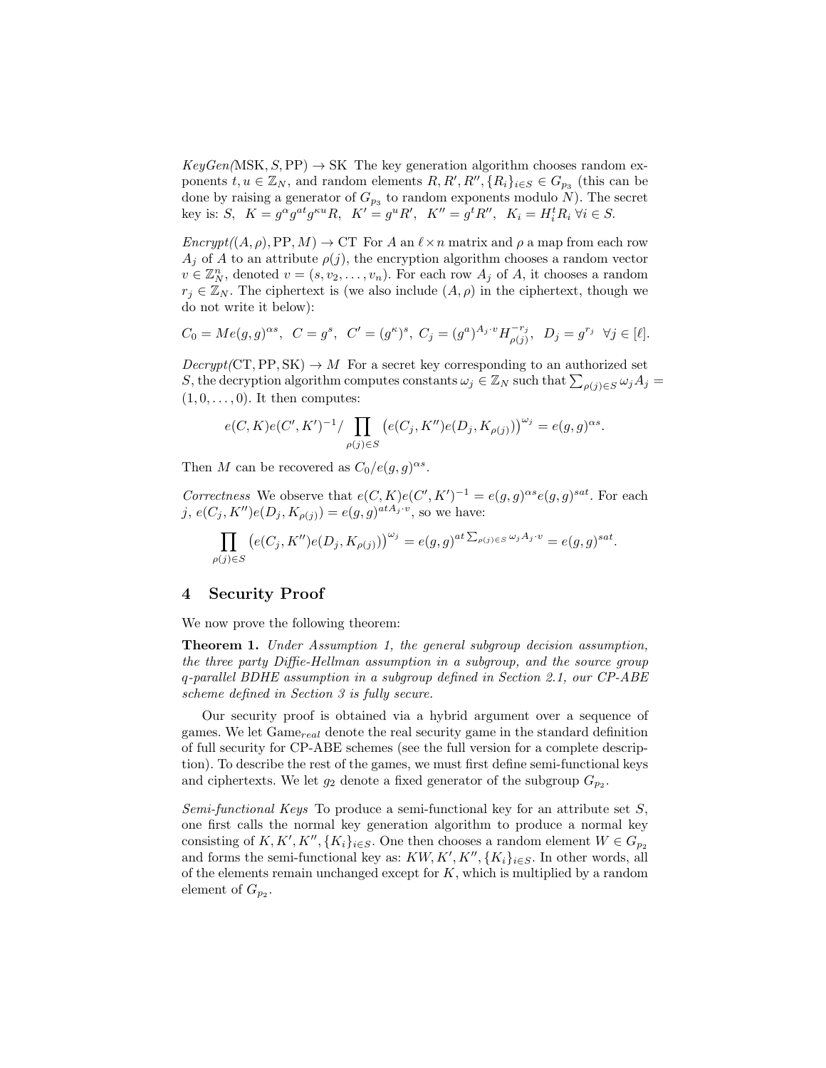*KeyGen*(MSK, $S$, PP) $\rightarrow$ SK The key generation algorithm chooses random exponents $t, u \in \mathbb{Z}_N$, and random elements $R, R', R'', \{R_i\}_{i \in S} \in G_{p_3}$ (this can be done by raising a generator of $G_{p_3}$ to random exponents modulo $N$). The secret key is: $S$, $K = g^{\alpha} g^{at} g^{\kappa u} R$, $K' = g^u R'$, $K'' = g^t R''$, $K_i = H_i^t R_i \ \forall i \in S$.

*Encrypt*($(A, \rho)$, PP, $M$) $\rightarrow$ CT For $A$ an $\ell \times n$ matrix and $\rho$ a map from each row $A_j$ of $A$ to an attribute $\rho(j)$, the encryption algorithm chooses a random vector $v \in \mathbb{Z}_N^n$, denoted $v = (s, v_2, \ldots, v_n)$. For each row $A_j$ of $A$, it chooses a random $r_j \in \mathbb{Z}_N$. The ciphertext is (we also include $(A, \rho)$ in the ciphertext, though we do not write it below):

$$C_0 = Me(g,g)^{\alpha s}, \ \ C = g^s, \ \ C' = (g^{\kappa})^s, \ C_j = (g^a)^{A_j \cdot v} H_{\rho(j)}^{-r_j}, \ \ D_j = g^{r_j} \ \ \forall j \in [\ell].$$

*Decrypt*(CT, PP, SK) $\rightarrow M$ For a secret key corresponding to an authorized set $S$, the decryption algorithm computes constants $\omega_j \in \mathbb{Z}_N$ such that $\sum_{\rho(j) \in S} \omega_j A_j = (1, 0, \ldots, 0)$. It then computes:

$$e(C,K)e(C',K')^{-1} / \prod_{\rho(j) \in S} \left( e(C_j, K'') e(D_j, K_{\rho(j)}) \right)^{\omega_j} = e(g,g)^{\alpha s}.$$

Then $M$ can be recovered as $C_0 / e(g,g)^{\alpha s}$.

*Correctness* We observe that $e(C,K)e(C',K')^{-1} = e(g,g)^{\alpha s} e(g,g)^{sat}$. For each $j$, $e(C_j, K'')e(D_j, K_{\rho(j)}) = e(g,g)^{at A_j \cdot v}$, so we have:

$$\prod_{\rho(j) \in S} \left( e(C_j, K'') e(D_j, K_{\rho(j)}) \right)^{\omega_j} = e(g,g)^{at \sum_{\rho(j) \in S} \omega_j A_j \cdot v} = e(g,g)^{sat}.$$

## 4 Security Proof

We now prove the following theorem:

**Theorem 1.** *Under Assumption 1, the general subgroup decision assumption, the three party Diffie-Hellman assumption in a subgroup, and the source group q-parallel BDHE assumption in a subgroup defined in Section 2.1, our CP-ABE scheme defined in Section 3 is fully secure.*

Our security proof is obtained via a hybrid argument over a sequence of games. We let Game$_{real}$ denote the real security game in the standard definition of full security for CP-ABE schemes (see the full version for a complete description). To describe the rest of the games, we must first define semi-functional keys and ciphertexts. We let $g_2$ denote a fixed generator of the subgroup $G_{p_2}$.

*Semi-functional Keys* To produce a semi-functional key for an attribute set $S$, one first calls the normal key generation algorithm to produce a normal key consisting of $K, K', K'', \{K_i\}_{i \in S}$. One then chooses a random element $W \in G_{p_2}$ and forms the semi-functional key as: $KW, K', K'', \{K_i\}_{i \in S}$. In other words, all of the elements remain unchanged except for $K$, which is multiplied by a random element of $G_{p_2}$.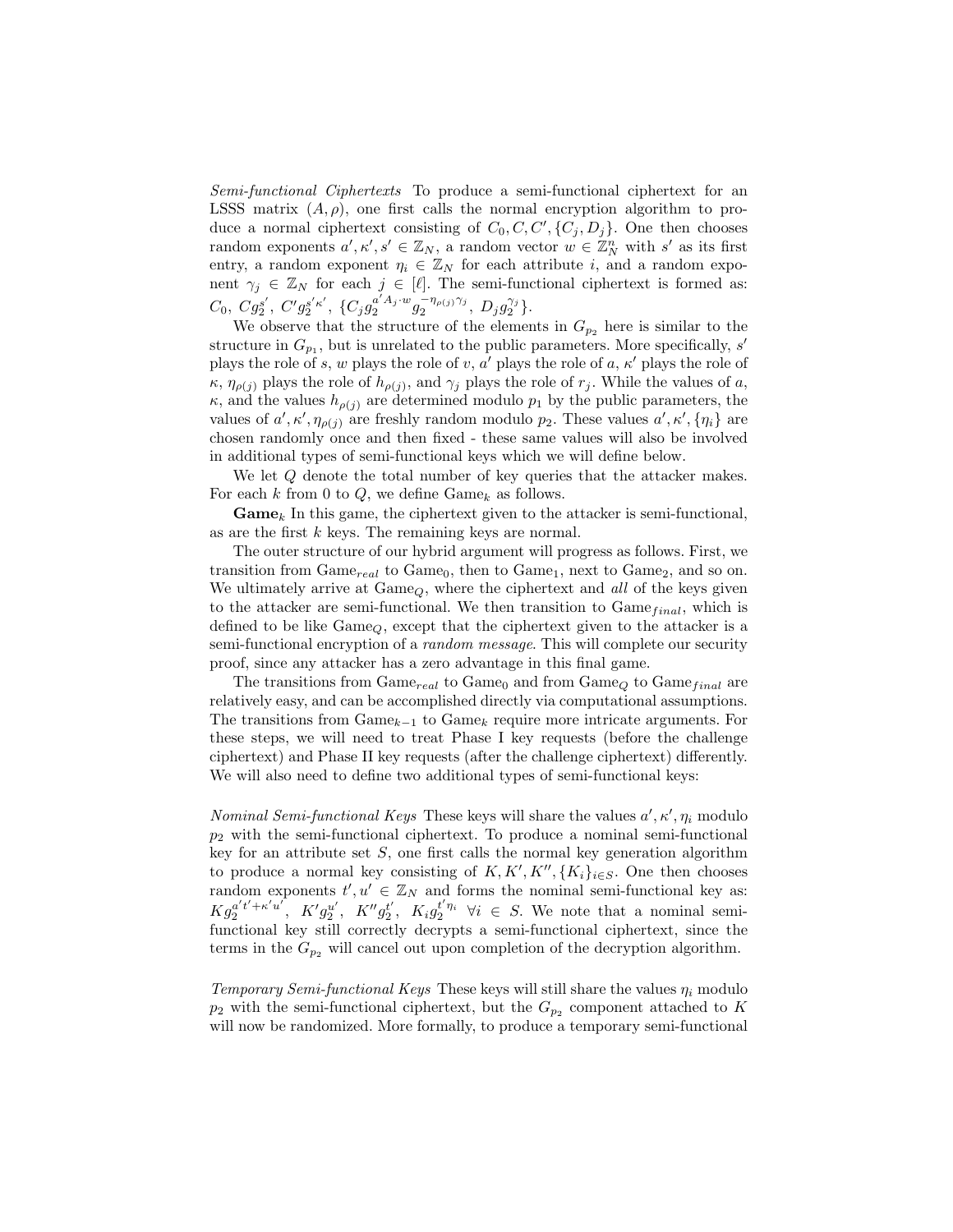*Semi-functional Ciphertexts* To produce a semi-functional ciphertext for an LSSS matrix $(A, \rho)$, one first calls the normal encryption algorithm to produce a normal ciphertext consisting of $C_0, C, C', \{C_j, D_j\}$. One then chooses random exponents $a', \kappa', s' \in \mathbb{Z}_N$, a random vector $w \in \mathbb{Z}_N^n$ with $s'$ as its first entry, a random exponent $\eta_i \in \mathbb{Z}_N$ for each attribute $i$, and a random exponent $\gamma_j \in \mathbb{Z}_N$ for each $j \in [\ell]$. The semi-functional ciphertext is formed as: $C_0,\ C g_2^{s'},\ C' g_2^{s'\kappa'},\ \{C_j g_2^{a' A_j \cdot w} g_2^{-\eta_{\rho(j)}\gamma_j},\ D_j g_2^{\gamma_j}\}$.

We observe that the structure of the elements in $G_{p_2}$ here is similar to the structure in $G_{p_1}$, but is unrelated to the public parameters. More specifically, $s'$ plays the role of $s$, $w$ plays the role of $v$, $a'$ plays the role of $a$, $\kappa'$ plays the role of $\kappa$, $\eta_{\rho(j)}$ plays the role of $h_{\rho(j)}$, and $\gamma_j$ plays the role of $r_j$. While the values of $a$, $\kappa$, and the values $h_{\rho(j)}$ are determined modulo $p_1$ by the public parameters, the values of $a', \kappa', \eta_{\rho(j)}$ are freshly random modulo $p_2$. These values $a', \kappa', \{\eta_i\}$ are chosen randomly once and then fixed - these same values will also be involved in additional types of semi-functional keys which we will define below.

We let $Q$ denote the total number of key queries that the attacker makes. For each $k$ from 0 to $Q$, we define $\text{Game}_k$ as follows.

**Game**$_k$ In this game, the ciphertext given to the attacker is semi-functional, as are the first $k$ keys. The remaining keys are normal.

The outer structure of our hybrid argument will progress as follows. First, we transition from $\text{Game}_{real}$ to $\text{Game}_0$, then to $\text{Game}_1$, next to $\text{Game}_2$, and so on. We ultimately arrive at $\text{Game}_Q$, where the ciphertext and *all* of the keys given to the attacker are semi-functional. We then transition to $\text{Game}_{final}$, which is defined to be like $\text{Game}_Q$, except that the ciphertext given to the attacker is a semi-functional encryption of a *random message*. This will complete our security proof, since any attacker has a zero advantage in this final game.

The transitions from $\text{Game}_{real}$ to $\text{Game}_0$ and from $\text{Game}_Q$ to $\text{Game}_{final}$ are relatively easy, and can be accomplished directly via computational assumptions. The transitions from $\text{Game}_{k-1}$ to $\text{Game}_k$ require more intricate arguments. For these steps, we will need to treat Phase I key requests (before the challenge ciphertext) and Phase II key requests (after the challenge ciphertext) differently. We will also need to define two additional types of semi-functional keys:

*Nominal Semi-functional Keys* These keys will share the values $a', \kappa', \eta_i$ modulo $p_2$ with the semi-functional ciphertext. To produce a nominal semi-functional key for an attribute set $S$, one first calls the normal key generation algorithm to produce a normal key consisting of $K, K', K'', \{K_i\}_{i \in S}$. One then chooses random exponents $t', u' \in \mathbb{Z}_N$ and forms the nominal semi-functional key as: $K g_2^{a't' + \kappa' u'},\ K' g_2^{u'},\ K'' g_2^{t'},\ K_i g_2^{t'\eta_i}\ \forall i \in S$. We note that a nominal semi-functional key still correctly decrypts a semi-functional ciphertext, since the terms in the $G_{p_2}$ will cancel out upon completion of the decryption algorithm.

*Temporary Semi-functional Keys* These keys will still share the values $\eta_i$ modulo $p_2$ with the semi-functional ciphertext, but the $G_{p_2}$ component attached to $K$ will now be randomized. More formally, to produce a temporary semi-functional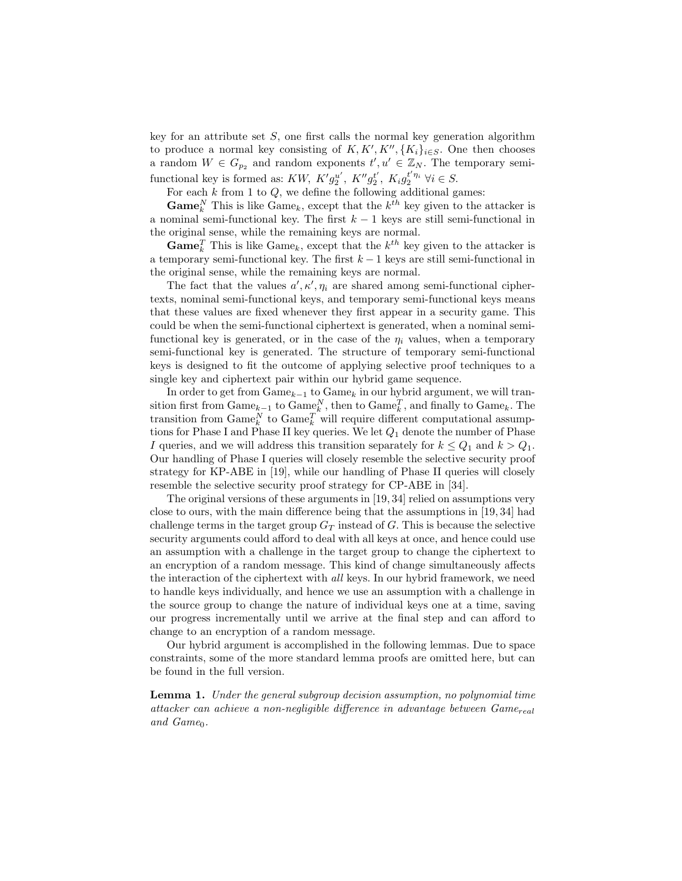key for an attribute set $S$, one first calls the normal key generation algorithm to produce a normal key consisting of $K, K', K'', \{K_i\}_{i \in S}$. One then chooses a random $W \in G_{p_2}$ and random exponents $t', u' \in \mathbb{Z}_N$. The temporary semi-functional key is formed as: $KW,\ K' g_2^{u'},\ K'' g_2^{t'},\ K_i g_2^{t' \eta_i}\ \forall i \in S$.

For each $k$ from 1 to $Q$, we define the following additional games:

**Game$_k^N$** This is like Game$_k$, except that the $k^{th}$ key given to the attacker is a nominal semi-functional key. The first $k-1$ keys are still semi-functional in the original sense, while the remaining keys are normal.

**Game$_k^T$** This is like Game$_k$, except that the $k^{th}$ key given to the attacker is a temporary semi-functional key. The first $k-1$ keys are still semi-functional in the original sense, while the remaining keys are normal.

The fact that the values $a', \kappa', \eta_i$ are shared among semi-functional ciphertexts, nominal semi-functional keys, and temporary semi-functional keys means that these values are fixed whenever they first appear in a security game. This could be when the semi-functional ciphertext is generated, when a nominal semi-functional key is generated, or in the case of the $\eta_i$ values, when a temporary semi-functional key is generated. The structure of temporary semi-functional keys is designed to fit the outcome of applying selective proof techniques to a single key and ciphertext pair within our hybrid game sequence.

In order to get from Game$_{k-1}$ to Game$_k$ in our hybrid argument, we will transition first from Game$_{k-1}$ to Game$_k^N$, then to Game$_k^T$, and finally to Game$_k$. The transition from Game$_k^N$ to Game$_k^T$ will require different computational assumptions for Phase I and Phase II key queries. We let $Q_1$ denote the number of Phase I queries, and we will address this transition separately for $k \leq Q_1$ and $k > Q_1$. Our handling of Phase I queries will closely resemble the selective security proof strategy for KP-ABE in [19], while our handling of Phase II queries will closely resemble the selective security proof strategy for CP-ABE in [34].

The original versions of these arguments in [19, 34] relied on assumptions very close to ours, with the main difference being that the assumptions in [19, 34] had challenge terms in the target group $G_T$ instead of $G$. This is because the selective security arguments could afford to deal with all keys at once, and hence could use an assumption with a challenge in the target group to change the ciphertext to an encryption of a random message. This kind of change simultaneously affects the interaction of the ciphertext with *all* keys. In our hybrid framework, we need to handle keys individually, and hence we use an assumption with a challenge in the source group to change the nature of individual keys one at a time, saving our progress incrementally until we arrive at the final step and can afford to change to an encryption of a random message.

Our hybrid argument is accomplished in the following lemmas. Due to space constraints, some of the more standard lemma proofs are omitted here, but can be found in the full version.

**Lemma 1.** *Under the general subgroup decision assumption, no polynomial time attacker can achieve a non-negligible difference in advantage between Game$_{real}$ and Game$_0$.*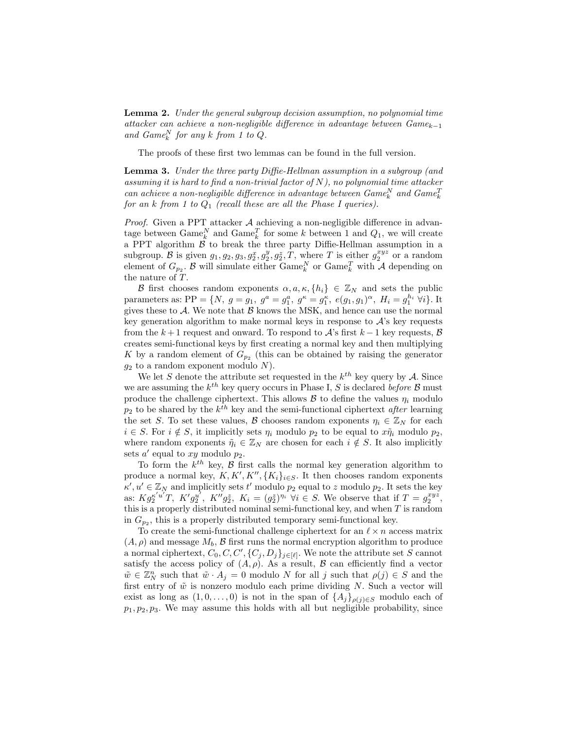**Lemma 2.** *Under the general subgroup decision assumption, no polynomial time attacker can achieve a non-negligible difference in advantage between $Game_{k-1}$ and $Game_k^N$ for any $k$ from 1 to $Q$.*

The proofs of these first two lemmas can be found in the full version.

**Lemma 3.** *Under the three party Diffie-Hellman assumption in a subgroup (and assuming it is hard to find a non-trivial factor of $N$), no polynomial time attacker can achieve a non-negligible difference in advantage between $Game_k^N$ and $Game_k^T$ for an $k$ from 1 to $Q_1$ (recall these are all the Phase I queries).*

*Proof.* Given a PPT attacker $\mathcal{A}$ achieving a non-negligible difference in advantage between $\text{Game}_k^N$ and $\text{Game}_k^T$ for some $k$ between 1 and $Q_1$, we will create a PPT algorithm $\mathcal{B}$ to break the three party Diffie-Hellman assumption in a subgroup. $\mathcal{B}$ is given $g_1, g_2, g_3, g_2^x, g_2^y, g_2^z, T$, where $T$ is either $g_2^{xyz}$ or a random element of $G_{p_2}$. $\mathcal{B}$ will simulate either $\text{Game}_k^N$ or $\text{Game}_k^T$ with $\mathcal{A}$ depending on the nature of $T$.

$\mathcal{B}$ first chooses random exponents $\alpha, a, \kappa, \{h_i\} \in \mathbb{Z}_N$ and sets the public parameters as: $\text{PP} = \{N,\ g = g_1,\ g^a = g_1^a,\ g^\kappa = g_1^\kappa,\ e(g_1, g_1)^\alpha,\ H_i = g_1^{h_i}\ \forall i\}$. It gives these to $\mathcal{A}$. We note that $\mathcal{B}$ knows the MSK, and hence can use the normal key generation algorithm to make normal keys in response to $\mathcal{A}$'s key requests from the $k+1$ request and onward. To respond to $\mathcal{A}$'s first $k-1$ key requests, $\mathcal{B}$ creates semi-functional keys by first creating a normal key and then multiplying $K$ by a random element of $G_{p_2}$ (this can be obtained by raising the generator $g_2$ to a random exponent modulo $N$).

We let $S$ denote the attribute set requested in the $k^{th}$ key query by $\mathcal{A}$. Since we are assuming the $k^{th}$ key query occurs in Phase I, $S$ is declared *before* $\mathcal{B}$ must produce the challenge ciphertext. This allows $\mathcal{B}$ to define the values $\eta_i$ modulo $p_2$ to be shared by the $k^{th}$ key and the semi-functional ciphertext *after* learning the set $S$. To set these values, $\mathcal{B}$ chooses random exponents $\eta_i \in \mathbb{Z}_N$ for each $i \in S$. For $i \notin S$, it implicitly sets $\eta_i$ modulo $p_2$ to be equal to $x\tilde{\eta}_i$ modulo $p_2$, where random exponents $\tilde{\eta}_i \in \mathbb{Z}_N$ are chosen for each $i \notin S$. It also implicitly sets $a'$ equal to $xy$ modulo $p_2$.

To form the $k^{th}$ key, $\mathcal{B}$ first calls the normal key generation algorithm to produce a normal key, $K, K', K'', \{K_i\}_{i \in S}$. It then chooses random exponents $\kappa', u' \in \mathbb{Z}_N$ and implicitly sets $t'$ modulo $p_2$ equal to $z$ modulo $p_2$. It sets the key as: $K g_2^{\kappa' u'} T,\ K' g_2^{u'},\ K'' g_2^z,\ K_i = (g_2^z)^{\eta_i}\ \forall i \in S$. We observe that if $T = g_2^{xyz}$, this is a properly distributed nominal semi-functional key, and when $T$ is random in $G_{p_2}$, this is a properly distributed temporary semi-functional key.

To create the semi-functional challenge ciphertext for an $\ell \times n$ access matrix $(A, \rho)$ and message $M_b$, $\mathcal{B}$ first runs the normal encryption algorithm to produce a normal ciphertext, $C_0, C, C', \{C_j, D_j\}_{j \in [\ell]}$. We note the attribute set $S$ cannot satisfy the access policy of $(A, \rho)$. As a result, $\mathcal{B}$ can efficiently find a vector $\tilde{w} \in \mathbb{Z}_N^n$ such that $\tilde{w} \cdot A_j = 0$ modulo $N$ for all $j$ such that $\rho(j) \in S$ and the first entry of $\tilde{w}$ is nonzero modulo each prime dividing $N$. Such a vector will exist as long as $(1, 0, \dots, 0)$ is not in the span of $\{A_j\}_{\rho(j) \in S}$ modulo each of $p_1, p_2, p_3$. We may assume this holds with all but negligible probability, since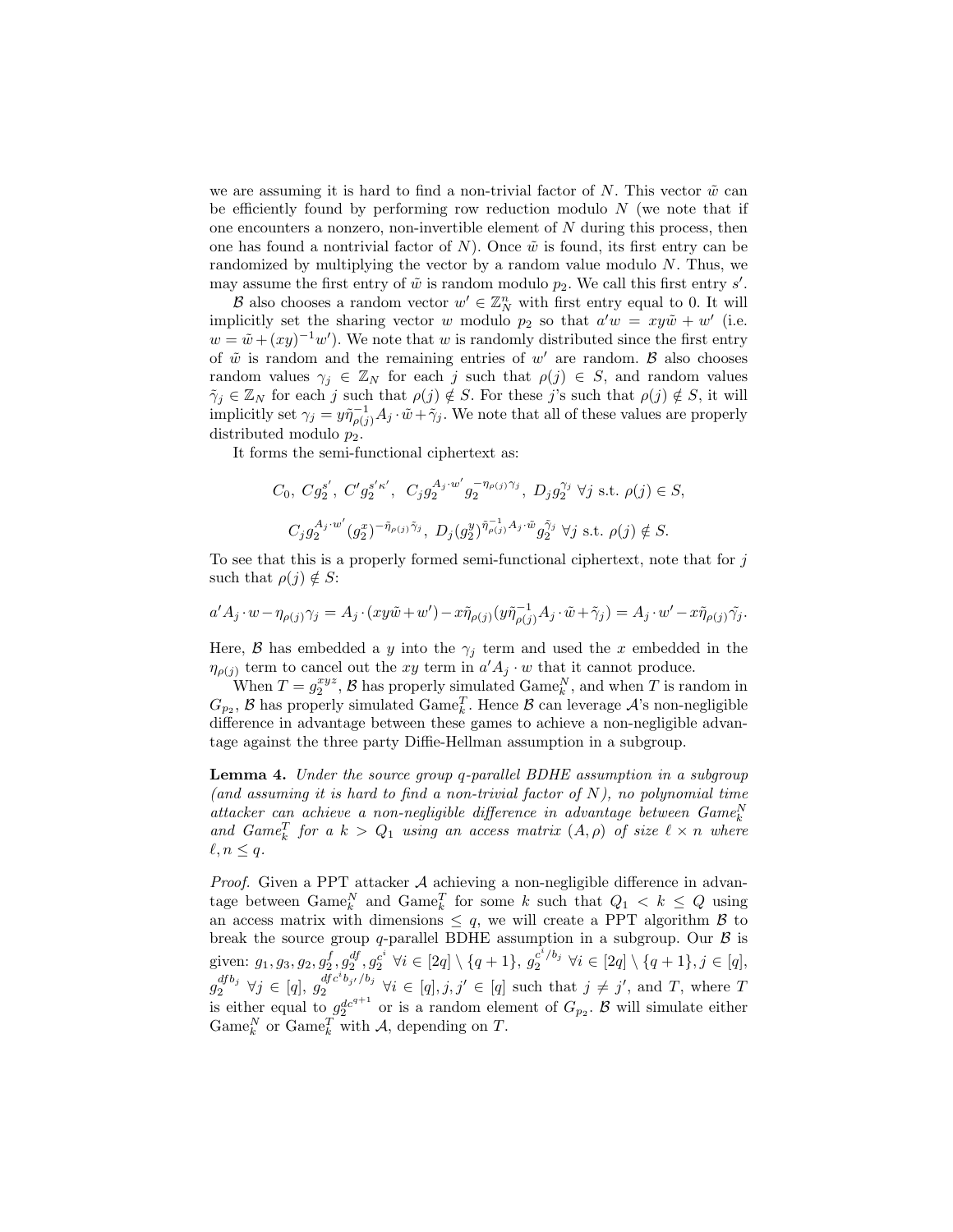we are assuming it is hard to find a non-trivial factor of $N$. This vector $\tilde{w}$ can be efficiently found by performing row reduction modulo $N$ (we note that if one encounters a nonzero, non-invertible element of $N$ during this process, then one has found a nontrivial factor of $N$). Once $\tilde{w}$ is found, its first entry can be randomized by multiplying the vector by a random value modulo $N$. Thus, we may assume the first entry of $\tilde{w}$ is random modulo $p_2$. We call this first entry $s'$.

$\mathcal{B}$ also chooses a random vector $w' \in \mathbb{Z}_N^n$ with first entry equal to 0. It will implicitly set the sharing vector $w$ modulo $p_2$ so that $a'w = xy\tilde{w} + w'$ (i.e. $w = \tilde{w} + (xy)^{-1}w'$). We note that $w$ is randomly distributed since the first entry of $\tilde{w}$ is random and the remaining entries of $w'$ are random. $\mathcal{B}$ also chooses random values $\gamma_j \in \mathbb{Z}_N$ for each $j$ such that $\rho(j) \in S$, and random values $\tilde{\gamma}_j \in \mathbb{Z}_N$ for each $j$ such that $\rho(j) \notin S$. For these $j$'s such that $\rho(j) \notin S$, it will implicitly set $\gamma_j = y\tilde{\eta}_{\rho(j)}^{-1} A_j \cdot \tilde{w} + \tilde{\gamma}_j$. We note that all of these values are properly distributed modulo $p_2$.

It forms the semi-functional ciphertext as:

$$C_0,\ Cg_2^{s'},\ C'g_2^{s'\kappa'},\ \ C_j g_2^{A_j \cdot w'} g_2^{-\eta_{\rho(j)}\gamma_j},\ D_j g_2^{\gamma_j}\ \forall j \text{ s.t. } \rho(j) \in S,$$

$$C_j g_2^{A_j \cdot w'} (g_2^{x})^{-\tilde{\eta}_{\rho(j)}\tilde{\gamma}_j},\ D_j (g_2^{y})^{\tilde{\eta}_{\rho(j)}^{-1} A_j \cdot \tilde{w}} g_2^{\tilde{\gamma}_j}\ \forall j \text{ s.t. } \rho(j) \notin S.$$

To see that this is a properly formed semi-functional ciphertext, note that for $j$ such that $\rho(j) \notin S$:

$$a'A_j \cdot w - \eta_{\rho(j)}\gamma_j = A_j \cdot (xy\tilde{w} + w') - x\tilde{\eta}_{\rho(j)}(y\tilde{\eta}_{\rho(j)}^{-1} A_j \cdot \tilde{w} + \tilde{\gamma}_j) = A_j \cdot w' - x\tilde{\eta}_{\rho(j)}\tilde{\gamma}_j.$$

Here, $\mathcal{B}$ has embedded a $y$ into the $\gamma_j$ term and used the $x$ embedded in the $\eta_{\rho(j)}$ term to cancel out the $xy$ term in $a'A_j \cdot w$ that it cannot produce.

When $T = g_2^{xyz}$, $\mathcal{B}$ has properly simulated $\text{Game}_k^N$, and when $T$ is random in $G_{p_2}$, $\mathcal{B}$ has properly simulated $\text{Game}_k^T$. Hence $\mathcal{B}$ can leverage $\mathcal{A}$'s non-negligible difference in advantage between these games to achieve a non-negligible advantage against the three party Diffie-Hellman assumption in a subgroup.

**Lemma 4.** *Under the source group $q$-parallel BDHE assumption in a subgroup (and assuming it is hard to find a non-trivial factor of $N$), no polynomial time attacker can achieve a non-negligible difference in advantage between $\text{Game}_k^N$ and $\text{Game}_k^T$ for a $k > Q_1$ using an access matrix $(A, \rho)$ of size $\ell \times n$ where $\ell, n \leq q$.*

*Proof.* Given a PPT attacker $\mathcal{A}$ achieving a non-negligible difference in advantage between $\text{Game}_k^N$ and $\text{Game}_k^T$ for some $k$ such that $Q_1 < k \leq Q$ using an access matrix with dimensions $\leq q$, we will create a PPT algorithm $\mathcal{B}$ to break the source group $q$-parallel BDHE assumption in a subgroup. Our $\mathcal{B}$ is given: $g_1, g_3, g_2, g_2^f, g_2^{df}, g_2^{c^i}\ \forall i \in [2q] \setminus \{q+1\}$, $g_2^{c^i/b_j}\ \forall i \in [2q] \setminus \{q+1\}, j \in [q]$, $g_2^{dfb_j}\ \forall j \in [q]$, $g_2^{dfc^i b_{j'}/b_j}\ \forall i \in [q], j, j' \in [q]$ such that $j \neq j'$, and $T$, where $T$ is either equal to $g_2^{dc^{q+1}}$ or is a random element of $G_{p_2}$. $\mathcal{B}$ will simulate either $\text{Game}_k^N$ or $\text{Game}_k^T$ with $\mathcal{A}$, depending on $T$.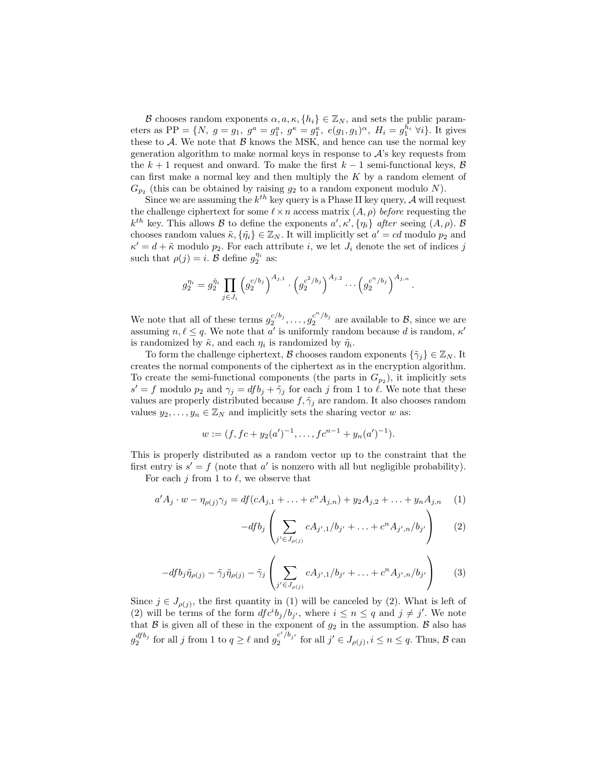$\mathcal{B}$ chooses random exponents $\alpha, a, \kappa, \{h_i\} \in \mathbb{Z}_N$, and sets the public parameters as $\text{PP} = \{N,\ g = g_1,\ g^a = g_1^a,\ g^\kappa = g_1^\kappa,\ e(g_1, g_1)^\alpha,\ H_i = g_1^{h_i}\ \forall i\}$. It gives these to $\mathcal{A}$. We note that $\mathcal{B}$ knows the MSK, and hence can use the normal key generation algorithm to make normal keys in response to $\mathcal{A}$'s key requests from the $k+1$ request and onward. To make the first $k-1$ semi-functional keys, $\mathcal{B}$ can first make a normal key and then multiply the $K$ by a random element of $G_{p_2}$ (this can be obtained by raising $g_2$ to a random exponent modulo $N$).

Since we are assuming the $k^{th}$ key query is a Phase II key query, $\mathcal{A}$ will request the challenge ciphertext for some $\ell \times n$ access matrix $(A, \rho)$ *before* requesting the $k^{th}$ key. This allows $\mathcal{B}$ to define the exponents $a', \kappa', \{\eta_i\}$ *after* seeing $(A, \rho)$. $\mathcal{B}$ chooses random values $\tilde{\kappa}, \{\tilde{\eta_i}\} \in \mathbb{Z}_N$. It will implicitly set $a' = cd$ modulo $p_2$ and $\kappa' = d + \tilde{\kappa}$ modulo $p_2$. For each attribute $i$, we let $J_i$ denote the set of indices $j$ such that $\rho(j) = i$. $\mathcal{B}$ define $g_2^{\eta_i}$ as:

$$g_2^{\eta_i} = g_2^{\tilde{\eta}_i} \prod_{j \in J_i} \left(g_2^{c/b_j}\right)^{A_{j,1}} \cdot \left(g_2^{c^2/b_j}\right)^{A_{j,2}} \cdots \left(g_2^{c^n/b_j}\right)^{A_{j,n}}.$$

We note that all of these terms $g_2^{c/b_j}, \ldots, g_2^{c^n/b_j}$ are available to $\mathcal{B}$, since we are assuming $n, \ell \leq q$. We note that $a'$ is uniformly random because $d$ is random, $\kappa'$ is randomized by $\tilde{\kappa}$, and each $\eta_i$ is randomized by $\tilde{\eta}_i$.

To form the challenge ciphertext, $\mathcal{B}$ chooses random exponents $\{\tilde{\gamma}_j\} \in \mathbb{Z}_N$. It creates the normal components of the ciphertext as in the encryption algorithm. To create the semi-functional components (the parts in $G_{p_2}$), it implicitly sets $s' = f$ modulo $p_2$ and $\gamma_j = dfb_j + \tilde{\gamma}_j$ for each $j$ from 1 to $\ell$. We note that these values are properly distributed because $f, \tilde{\gamma}_j$ are random. It also chooses random values $y_2, \ldots, y_n \in \mathbb{Z}_N$ and implicitly sets the sharing vector $w$ as:

$$w := (f, fc + y_2(a')^{-1}, \ldots, fc^{n-1} + y_n(a')^{-1}).$$

This is properly distributed as a random vector up to the constraint that the first entry is $s' = f$ (note that $a'$ is nonzero with all but negligible probability).

For each $j$ from 1 to $\ell$, we observe that

$$a' A_j \cdot w - \eta_{\rho(j)}\gamma_j = df(cA_{j,1} + \ldots + c^n A_{j,n}) + y_2 A_{j,2} + \ldots + y_n A_{j,n} \quad (1)$$

$$-dfb_j \left( \sum_{j' \in J_{\rho(j)}} cA_{j',1}/b_{j'} + \ldots + c^n A_{j',n}/b_{j'} \right) \quad (2)$$

$$-dfb_j\tilde{\eta}_{\rho(j)} - \tilde{\gamma}_j\tilde{\eta}_{\rho(j)} - \tilde{\gamma}_j \left( \sum_{j' \in J_{\rho(j)}} cA_{j',1}/b_{j'} + \ldots + c^n A_{j',n}/b_{j'} \right) \quad (3)$$

Since $j \in J_{\rho(j)}$, the first quantity in (1) will be canceled by (2). What is left of (2) will be terms of the form $dfc^i b_j/b_{j'}$, where $i \leq n \leq q$ and $j \neq j'$. We note that $\mathcal{B}$ is given all of these in the exponent of $g_2$ in the assumption. $\mathcal{B}$ also has $g_2^{dfb_j}$ for all $j$ from 1 to $q \geq \ell$ and $g_2^{c^i/b_{j'}}$ for all $j' \in J_{\rho(j)}, i \leq n \leq q$. Thus, $\mathcal{B}$ can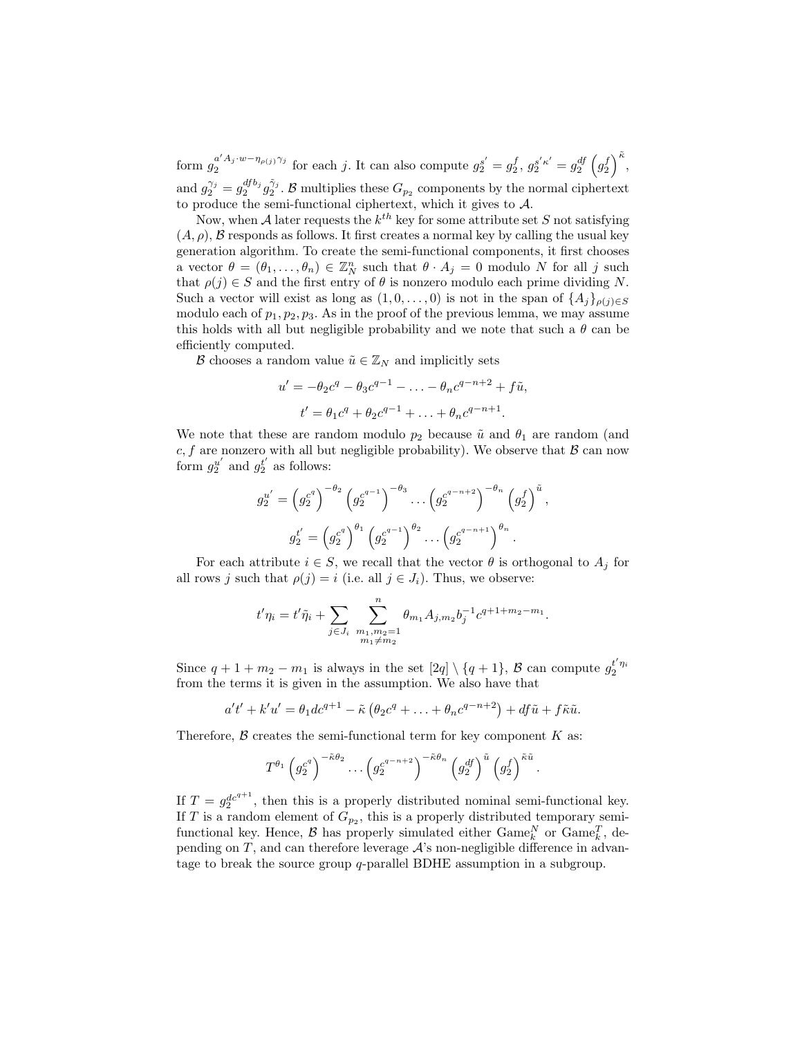form $g_2^{a'A_j \cdot w - \eta_{\rho(j)}\gamma_j}$ for each $j$. It can also compute $g_2^{s'} = g_2^f$, $g_2^{s'\kappa'} = g_2^{df}\left(g_2^f\right)^{\tilde{\kappa}}$, and $g_2^{\gamma_j} = g_2^{dfb_j} g_2^{\tilde{\gamma}_j}$. $\mathcal{B}$ multiplies these $G_{p_2}$ components by the normal ciphertext to produce the semi-functional ciphertext, which it gives to $\mathcal{A}$.

Now, when $\mathcal{A}$ later requests the $k^{th}$ key for some attribute set $S$ not satisfying $(A, \rho)$, $\mathcal{B}$ responds as follows. It first creates a normal key by calling the usual key generation algorithm. To create the semi-functional components, it first chooses a vector $\theta = (\theta_1, \ldots, \theta_n) \in \mathbb{Z}_N^n$ such that $\theta \cdot A_j = 0$ modulo $N$ for all $j$ such that $\rho(j) \in S$ and the first entry of $\theta$ is nonzero modulo each prime dividing $N$. Such a vector will exist as long as $(1, 0, \ldots, 0)$ is not in the span of $\{A_j\}_{\rho(j) \in S}$ modulo each of $p_1, p_2, p_3$. As in the proof of the previous lemma, we may assume this holds with all but negligible probability and we note that such a $\theta$ can be efficiently computed.

$\mathcal{B}$ chooses a random value $\tilde{u} \in \mathbb{Z}_N$ and implicitly sets

$$u' = -\theta_2 c^q - \theta_3 c^{q-1} - \ldots - \theta_n c^{q-n+2} + f\tilde{u},$$

$$t' = \theta_1 c^q + \theta_2 c^{q-1} + \ldots + \theta_n c^{q-n+1}.$$

We note that these are random modulo $p_2$ because $\tilde{u}$ and $\theta_1$ are random (and $c, f$ are nonzero with all but negligible probability). We observe that $\mathcal{B}$ can now form $g_2^{u'}$ and $g_2^{t'}$ as follows:

$$g_2^{u'} = \left(g_2^{c^q}\right)^{-\theta_2} \left(g_2^{c^{q-1}}\right)^{-\theta_3} \ldots \left(g_2^{c^{q-n+2}}\right)^{-\theta_n} \left(g_2^f\right)^{\tilde{u}},$$

$$g_2^{t'} = \left(g_2^{c^q}\right)^{\theta_1} \left(g_2^{c^{q-1}}\right)^{\theta_2} \ldots \left(g_2^{c^{q-n+1}}\right)^{\theta_n}.$$

For each attribute $i \in S$, we recall that the vector $\theta$ is orthogonal to $A_j$ for all rows $j$ such that $\rho(j) = i$ (i.e. all $j \in J_i$). Thus, we observe:

$$t'\eta_i = t'\tilde{\eta}_i + \sum_{j \in J_i} \sum_{\substack{m_1, m_2 = 1 \\ m_1 \neq m_2}}^{n} \theta_{m_1} A_{j,m_2} b_j^{-1} c^{q+1+m_2-m_1}.$$

Since $q + 1 + m_2 - m_1$ is always in the set $[2q] \setminus \{q+1\}$, $\mathcal{B}$ can compute $g_2^{t'\eta_i}$ from the terms it is given in the assumption. We also have that

$$a't' + k'u' = \theta_1 dc^{q+1} - \tilde{\kappa}\left(\theta_2 c^q + \ldots + \theta_n c^{q-n+2}\right) + df\tilde{u} + f\tilde{\kappa}\tilde{u}.$$

Therefore, $\mathcal{B}$ creates the semi-functional term for key component $K$ as:

$$T^{\theta_1} \left(g_2^{c^q}\right)^{-\tilde{\kappa}\theta_2} \ldots \left(g_2^{c^{q-n+2}}\right)^{-\tilde{\kappa}\theta_n} \left(g_2^{df}\right)^{\tilde{u}} \left(g_2^f\right)^{\tilde{\kappa}\tilde{u}}.$$

If $T = g_2^{dc^{q+1}}$, then this is a properly distributed nominal semi-functional key. If $T$ is a random element of $G_{p_2}$, this is a properly distributed temporary semi-functional key. Hence, $\mathcal{B}$ has properly simulated either $\mathrm{Game}_k^N$ or $\mathrm{Game}_k^T$, depending on $T$, and can therefore leverage $\mathcal{A}$'s non-negligible difference in advantage to break the source group $q$-parallel BDHE assumption in a subgroup.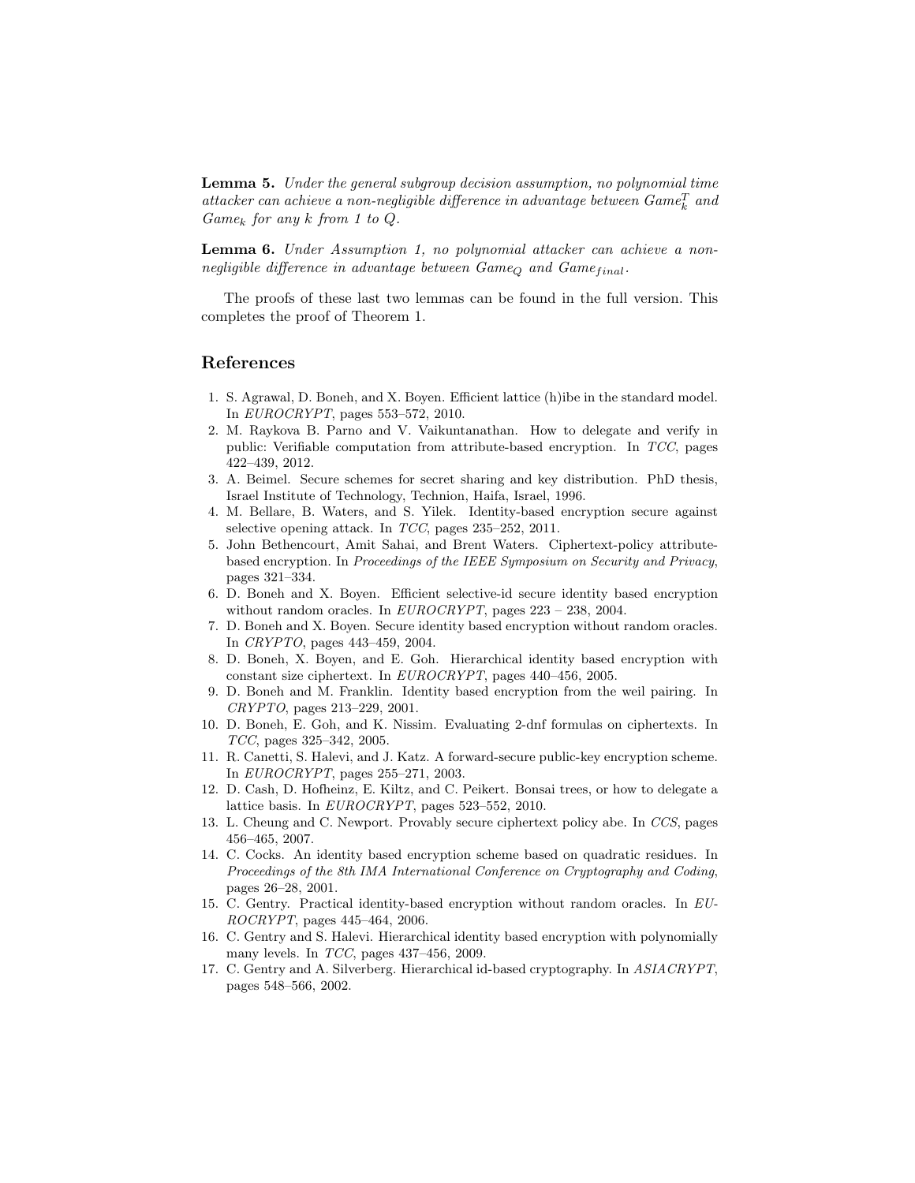**Lemma 5.** *Under the general subgroup decision assumption, no polynomial time attacker can achieve a non-negligible difference in advantage between $Game_k^T$ and $Game_k$ for any $k$ from 1 to $Q$.*

**Lemma 6.** *Under Assumption 1, no polynomial attacker can achieve a non-negligible difference in advantage between $Game_Q$ and $Game_{final}$.*

The proofs of these last two lemmas can be found in the full version. This completes the proof of Theorem 1.

## References

1. S. Agrawal, D. Boneh, and X. Boyen. Efficient lattice (h)ibe in the standard model. In *EUROCRYPT*, pages 553–572, 2010.
2. M. Raykova B. Parno and V. Vaikuntanathan. How to delegate and verify in public: Verifiable computation from attribute-based encryption. In *TCC*, pages 422–439, 2012.
3. A. Beimel. Secure schemes for secret sharing and key distribution. PhD thesis, Israel Institute of Technology, Technion, Haifa, Israel, 1996.
4. M. Bellare, B. Waters, and S. Yilek. Identity-based encryption secure against selective opening attack. In *TCC*, pages 235–252, 2011.
5. John Bethencourt, Amit Sahai, and Brent Waters. Ciphertext-policy attribute-based encryption. In *Proceedings of the IEEE Symposium on Security and Privacy*, pages 321–334.
6. D. Boneh and X. Boyen. Efficient selective-id secure identity based encryption without random oracles. In *EUROCRYPT*, pages 223 – 238, 2004.
7. D. Boneh and X. Boyen. Secure identity based encryption without random oracles. In *CRYPTO*, pages 443–459, 2004.
8. D. Boneh, X. Boyen, and E. Goh. Hierarchical identity based encryption with constant size ciphertext. In *EUROCRYPT*, pages 440–456, 2005.
9. D. Boneh and M. Franklin. Identity based encryption from the weil pairing. In *CRYPTO*, pages 213–229, 2001.
10. D. Boneh, E. Goh, and K. Nissim. Evaluating 2-dnf formulas on ciphertexts. In *TCC*, pages 325–342, 2005.
11. R. Canetti, S. Halevi, and J. Katz. A forward-secure public-key encryption scheme. In *EUROCRYPT*, pages 255–271, 2003.
12. D. Cash, D. Hofheinz, E. Kiltz, and C. Peikert. Bonsai trees, or how to delegate a lattice basis. In *EUROCRYPT*, pages 523–552, 2010.
13. L. Cheung and C. Newport. Provably secure ciphertext policy abe. In *CCS*, pages 456–465, 2007.
14. C. Cocks. An identity based encryption scheme based on quadratic residues. In *Proceedings of the 8th IMA International Conference on Cryptography and Coding*, pages 26–28, 2001.
15. C. Gentry. Practical identity-based encryption without random oracles. In *EUROCRYPT*, pages 445–464, 2006.
16. C. Gentry and S. Halevi. Hierarchical identity based encryption with polynomially many levels. In *TCC*, pages 437–456, 2009.
17. C. Gentry and A. Silverberg. Hierarchical id-based cryptography. In *ASIACRYPT*, pages 548–566, 2002.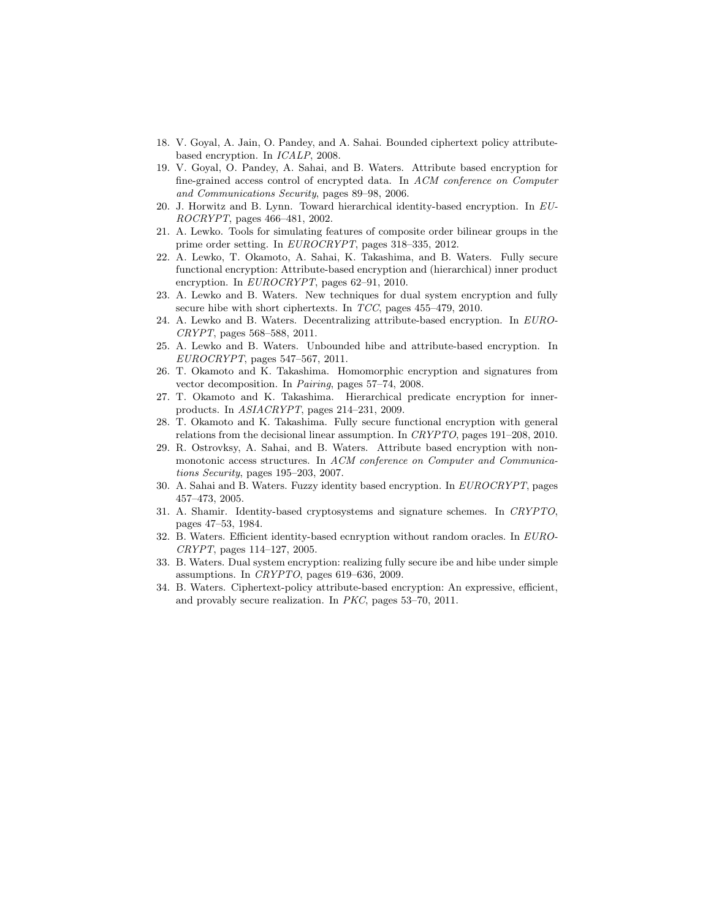18. V. Goyal, A. Jain, O. Pandey, and A. Sahai. Bounded ciphertext policy attribute-based encryption. In *ICALP*, 2008.
19. V. Goyal, O. Pandey, A. Sahai, and B. Waters. Attribute based encryption for fine-grained access control of encrypted data. In *ACM conference on Computer and Communications Security*, pages 89–98, 2006.
20. J. Horwitz and B. Lynn. Toward hierarchical identity-based encryption. In *EUROCRYPT*, pages 466–481, 2002.
21. A. Lewko. Tools for simulating features of composite order bilinear groups in the prime order setting. In *EUROCRYPT*, pages 318–335, 2012.
22. A. Lewko, T. Okamoto, A. Sahai, K. Takashima, and B. Waters. Fully secure functional encryption: Attribute-based encryption and (hierarchical) inner product encryption. In *EUROCRYPT*, pages 62–91, 2010.
23. A. Lewko and B. Waters. New techniques for dual system encryption and fully secure hibe with short ciphertexts. In *TCC*, pages 455–479, 2010.
24. A. Lewko and B. Waters. Decentralizing attribute-based encryption. In *EUROCRYPT*, pages 568–588, 2011.
25. A. Lewko and B. Waters. Unbounded hibe and attribute-based encryption. In *EUROCRYPT*, pages 547–567, 2011.
26. T. Okamoto and K. Takashima. Homomorphic encryption and signatures from vector decomposition. In *Pairing*, pages 57–74, 2008.
27. T. Okamoto and K. Takashima. Hierarchical predicate encryption for inner-products. In *ASIACRYPT*, pages 214–231, 2009.
28. T. Okamoto and K. Takashima. Fully secure functional encryption with general relations from the decisional linear assumption. In *CRYPTO*, pages 191–208, 2010.
29. R. Ostrovksy, A. Sahai, and B. Waters. Attribute based encryption with non-monotonic access structures. In *ACM conference on Computer and Communications Security*, pages 195–203, 2007.
30. A. Sahai and B. Waters. Fuzzy identity based encryption. In *EUROCRYPT*, pages 457–473, 2005.
31. A. Shamir. Identity-based cryptosystems and signature schemes. In *CRYPTO*, pages 47–53, 1984.
32. B. Waters. Efficient identity-based ecnryption without random oracles. In *EUROCRYPT*, pages 114–127, 2005.
33. B. Waters. Dual system encryption: realizing fully secure ibe and hibe under simple assumptions. In *CRYPTO*, pages 619–636, 2009.
34. B. Waters. Ciphertext-policy attribute-based encryption: An expressive, efficient, and provably secure realization. In *PKC*, pages 53–70, 2011.